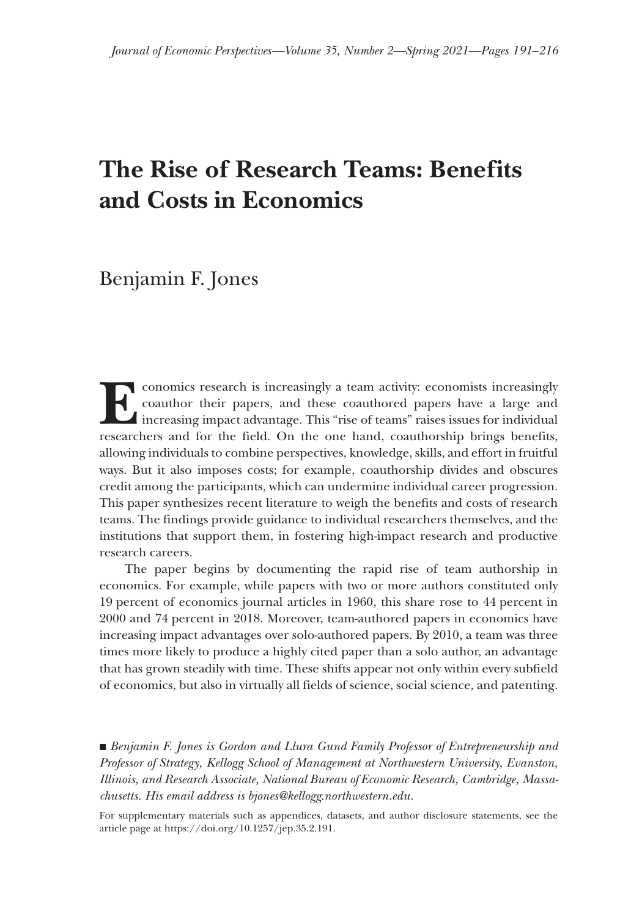# The Rise of Research Teams: Benefits and Costs in Economics

Benjamin F. Jones

Economics research is increasingly a team activity: economists increasingly coauthor their papers, and these coauthored papers have a large and increasing impact advantage. This "rise of teams" raises issues for individual researchers and for the field. On the one hand, coauthorship brings benefits, allowing individuals to combine perspectives, knowledge, skills, and effort in fruitful ways. But it also imposes costs; for example, coauthorship divides and obscures credit among the participants, which can undermine individual career progression. This paper synthesizes recent literature to weigh the benefits and costs of research teams. The findings provide guidance to individual researchers themselves, and the institutions that support them, in fostering high-impact research and productive research careers.

The paper begins by documenting the rapid rise of team authorship in economics. For example, while papers with two or more authors constituted only 19 percent of economics journal articles in 1960, this share rose to 44 percent in 2000 and 74 percent in 2018. Moreover, team-authored papers in economics have increasing impact advantages over solo-authored papers. By 2010, a team was three times more likely to produce a highly cited paper than a solo author, an advantage that has grown steadily with time. These shifts appear not only within every subfield of economics, but also in virtually all fields of science, social science, and patenting.

■ *Benjamin F. Jones is Gordon and Llura Gund Family Professor of Entrepreneurship and Professor of Strategy, Kellogg School of Management at Northwestern University, Evanston, Illinois, and Research Associate, National Bureau of Economic Research, Cambridge, Massachusetts. His email address is bjones@kellogg.northwestern.edu.*

For supplementary materials such as appendices, datasets, and author disclosure statements, see the article page at https://doi.org/10.1257/jep.35.2.191.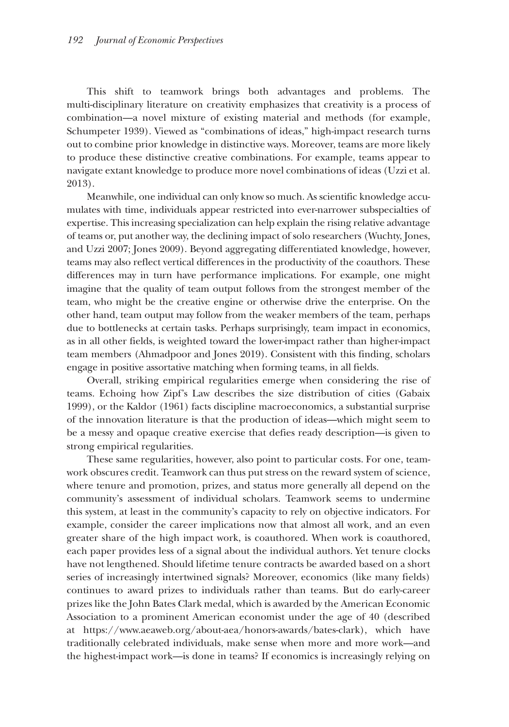This shift to teamwork brings both advantages and problems. The multi-disciplinary literature on creativity emphasizes that creativity is a process of combination—a novel mixture of existing material and methods (for example, Schumpeter 1939). Viewed as "combinations of ideas," high-impact research turns out to combine prior knowledge in distinctive ways. Moreover, teams are more likely to produce these distinctive creative combinations. For example, teams appear to navigate extant knowledge to produce more novel combinations of ideas (Uzzi et al. 2013).

Meanwhile, one individual can only know so much. As scientific knowledge accumulates with time, individuals appear restricted into ever-narrower subspecialties of expertise. This increasing specialization can help explain the rising relative advantage of teams or, put another way, the declining impact of solo researchers (Wuchty, Jones, and Uzzi 2007; Jones 2009). Beyond aggregating differentiated knowledge, however, teams may also reflect vertical differences in the productivity of the coauthors. These differences may in turn have performance implications. For example, one might imagine that the quality of team output follows from the strongest member of the team, who might be the creative engine or otherwise drive the enterprise. On the other hand, team output may follow from the weaker members of the team, perhaps due to bottlenecks at certain tasks. Perhaps surprisingly, team impact in economics, as in all other fields, is weighted toward the lower-impact rather than higher-impact team members (Ahmadpoor and Jones 2019). Consistent with this finding, scholars engage in positive assortative matching when forming teams, in all fields.

Overall, striking empirical regularities emerge when considering the rise of teams. Echoing how Zipf's Law describes the size distribution of cities (Gabaix 1999), or the Kaldor (1961) facts discipline macroeconomics, a substantial surprise of the innovation literature is that the production of ideas—which might seem to be a messy and opaque creative exercise that defies ready description—is given to strong empirical regularities.

These same regularities, however, also point to particular costs. For one, teamwork obscures credit. Teamwork can thus put stress on the reward system of science, where tenure and promotion, prizes, and status more generally all depend on the community's assessment of individual scholars. Teamwork seems to undermine this system, at least in the community's capacity to rely on objective indicators. For example, consider the career implications now that almost all work, and an even greater share of the high impact work, is coauthored. When work is coauthored, each paper provides less of a signal about the individual authors. Yet tenure clocks have not lengthened. Should lifetime tenure contracts be awarded based on a short series of increasingly intertwined signals? Moreover, economics (like many fields) continues to award prizes to individuals rather than teams. But do early-career prizes like the John Bates Clark medal, which is awarded by the American Economic Association to a prominent American economist under the age of 40 (described at https://www.aeaweb.org/about-aea/honors-awards/bates-clark), which have traditionally celebrated individuals, make sense when more and more work—and the highest-impact work—is done in teams? If economics is increasingly relying on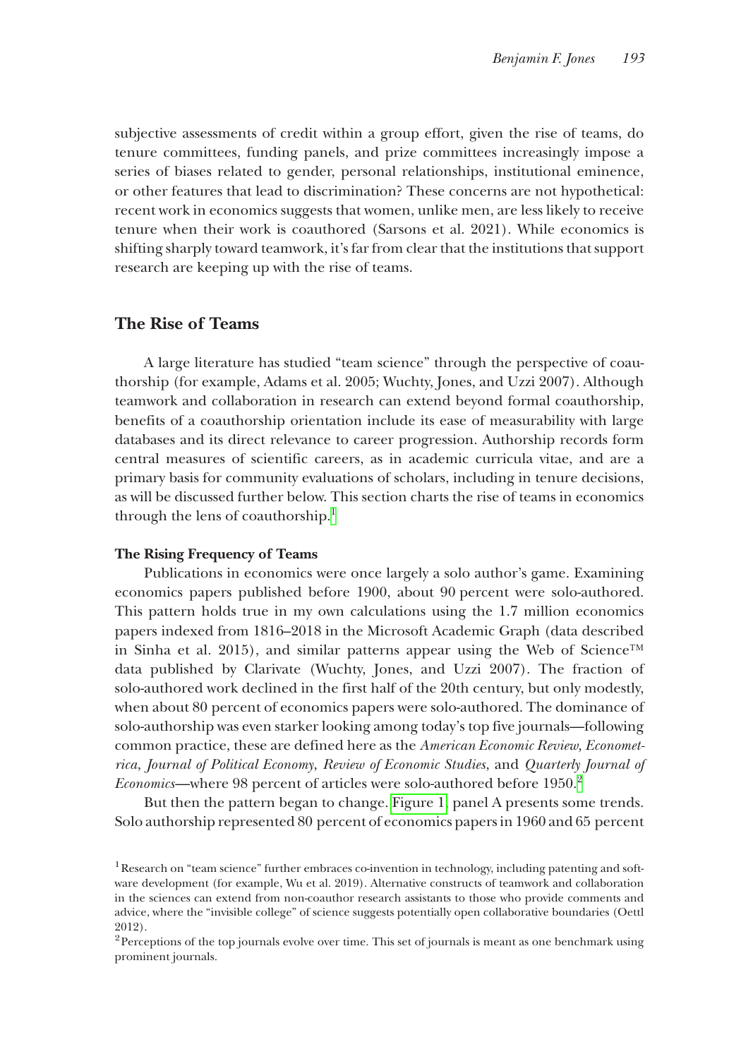subjective assessments of credit within a group effort, given the rise of teams, do tenure committees, funding panels, and prize committees increasingly impose a series of biases related to gender, personal relationships, institutional eminence, or other features that lead to discrimination? These concerns are not hypothetical: recent work in economics suggests that women, unlike men, are less likely to receive tenure when their work is coauthored (Sarsons et al. 2021). While economics is shifting sharply toward teamwork, it's far from clear that the institutions that support research are keeping up with the rise of teams.

## The Rise of Teams

A large literature has studied "team science" through the perspective of coauthorship (for example, Adams et al. 2005; Wuchty, Jones, and Uzzi 2007). Although teamwork and collaboration in research can extend beyond formal coauthorship, benefits of a coauthorship orientation include its ease of measurability with large databases and its direct relevance to career progression. Authorship records form central measures of scientific careers, as in academic curricula vitae, and are a primary basis for community evaluations of scholars, including in tenure decisions, as will be discussed further below. This section charts the rise of teams in economics through the lens of coauthorship.[1]

### The Rising Frequency of Teams

Publications in economics were once largely a solo author's game. Examining economics papers published before 1900, about 90 percent were solo-authored. This pattern holds true in my own calculations using the 1.7 million economics papers indexed from 1816–2018 in the Microsoft Academic Graph (data described in Sinha et al. 2015), and similar patterns appear using the Web of Science™ data published by Clarivate (Wuchty, Jones, and Uzzi 2007). The fraction of solo-authored work declined in the first half of the 20th century, but only modestly, when about 80 percent of economics papers were solo-authored. The dominance of solo-authorship was even starker looking among today's top five journals—following common practice, these are defined here as the *American Economic Review, Econometrica, Journal of Political Economy, Review of Economic Studies*, and *Quarterly Journal of Economics*—where 98 percent of articles were solo-authored before 1950.[2]

But then the pattern began to change. Figure 1, panel A presents some trends. Solo authorship represented 80 percent of economics papers in 1960 and 65 percent

[1] Research on "team science" further embraces co-invention in technology, including patenting and software development (for example, Wu et al. 2019). Alternative constructs of teamwork and collaboration in the sciences can extend from non-coauthor research assistants to those who provide comments and advice, where the "invisible college" of science suggests potentially open collaborative boundaries (Oettl 2012).

[2] Perceptions of the top journals evolve over time. This set of journals is meant as one benchmark using prominent journals.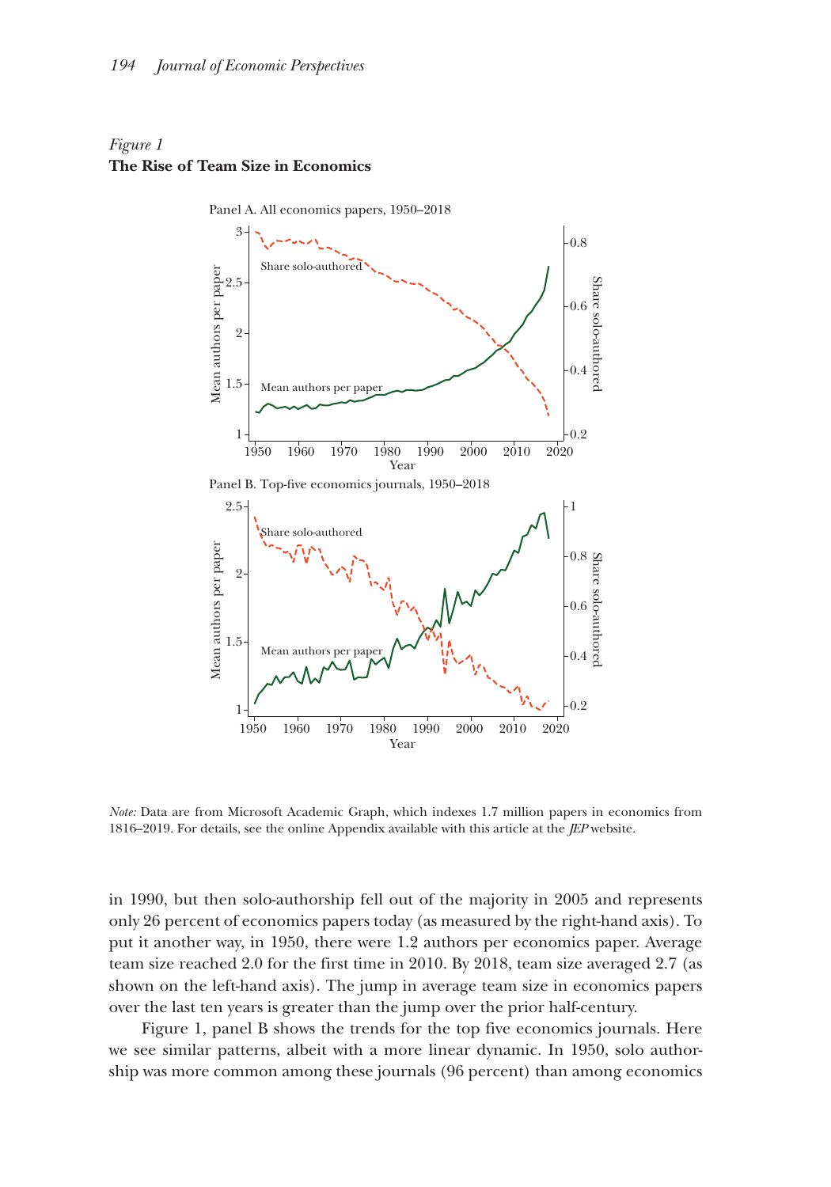*Figure 1*
**The Rise of Team Size in Economics**

*Note:* Data are from Microsoft Academic Graph, which indexes 1.7 million papers in economics from 1816–2019. For details, see the online Appendix available with this article at the *JEP* website.

in 1990, but then solo-authorship fell out of the majority in 2005 and represents only 26 percent of economics papers today (as measured by the right-hand axis). To put it another way, in 1950, there were 1.2 authors per economics paper. Average team size reached 2.0 for the first time in 2010. By 2018, team size averaged 2.7 (as shown on the left-hand axis). The jump in average team size in economics papers over the last ten years is greater than the jump over the prior half-century.

Figure 1, panel B shows the trends for the top five economics journals. Here we see similar patterns, albeit with a more linear dynamic. In 1950, solo authorship was more common among these journals (96 percent) than among economics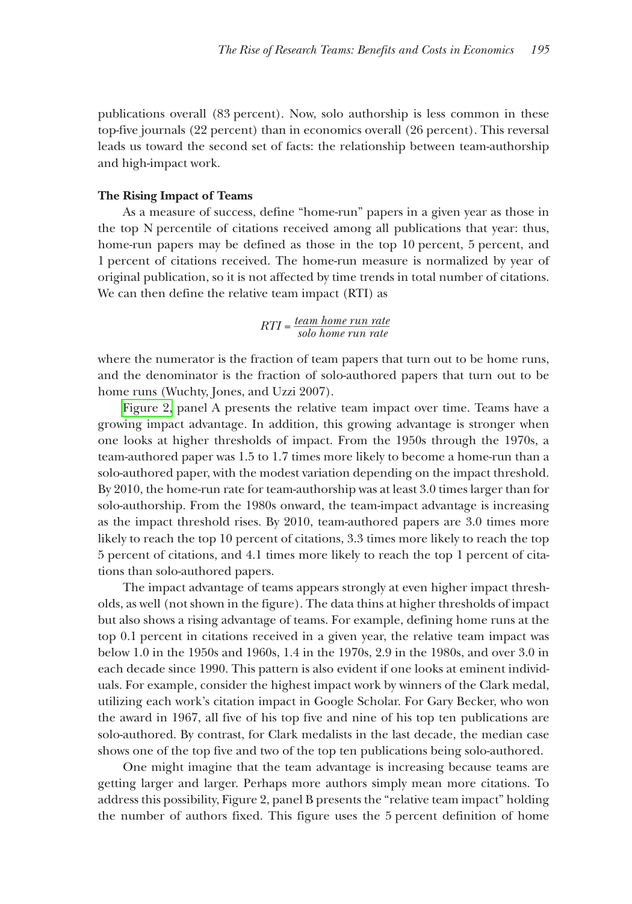publications overall (83 percent). Now, solo authorship is less common in these top-five journals (22 percent) than in economics overall (26 percent). This reversal leads us toward the second set of facts: the relationship between team-authorship and high-impact work.

**The Rising Impact of Teams**

As a measure of success, define "home-run" papers in a given year as those in the top N percentile of citations received among all publications that year: thus, home-run papers may be defined as those in the top 10 percent, 5 percent, and 1 percent of citations received. The home-run measure is normalized by year of original publication, so it is not affected by time trends in total number of citations. We can then define the relative team impact (RTI) as

$$RTI = \frac{\text{team home run rate}}{\text{solo home run rate}}$$

where the numerator is the fraction of team papers that turn out to be home runs, and the denominator is the fraction of solo-authored papers that turn out to be home runs (Wuchty, Jones, and Uzzi 2007).

Figure 2, panel A presents the relative team impact over time. Teams have a growing impact advantage. In addition, this growing advantage is stronger when one looks at higher thresholds of impact. From the 1950s through the 1970s, a team-authored paper was 1.5 to 1.7 times more likely to become a home-run than a solo-authored paper, with the modest variation depending on the impact threshold. By 2010, the home-run rate for team-authorship was at least 3.0 times larger than for solo-authorship. From the 1980s onward, the team-impact advantage is increasing as the impact threshold rises. By 2010, team-authored papers are 3.0 times more likely to reach the top 10 percent of citations, 3.3 times more likely to reach the top 5 percent of citations, and 4.1 times more likely to reach the top 1 percent of citations than solo-authored papers.

The impact advantage of teams appears strongly at even higher impact thresholds, as well (not shown in the figure). The data thins at higher thresholds of impact but also shows a rising advantage of teams. For example, defining home runs at the top 0.1 percent in citations received in a given year, the relative team impact was below 1.0 in the 1950s and 1960s, 1.4 in the 1970s, 2.9 in the 1980s, and over 3.0 in each decade since 1990. This pattern is also evident if one looks at eminent individuals. For example, consider the highest impact work by winners of the Clark medal, utilizing each work's citation impact in Google Scholar. For Gary Becker, who won the award in 1967, all five of his top five and nine of his top ten publications are solo-authored. By contrast, for Clark medalists in the last decade, the median case shows one of the top five and two of the top ten publications being solo-authored.

One might imagine that the team advantage is increasing because teams are getting larger and larger. Perhaps more authors simply mean more citations. To address this possibility, Figure 2, panel B presents the "relative team impact" holding the number of authors fixed. This figure uses the 5 percent definition of home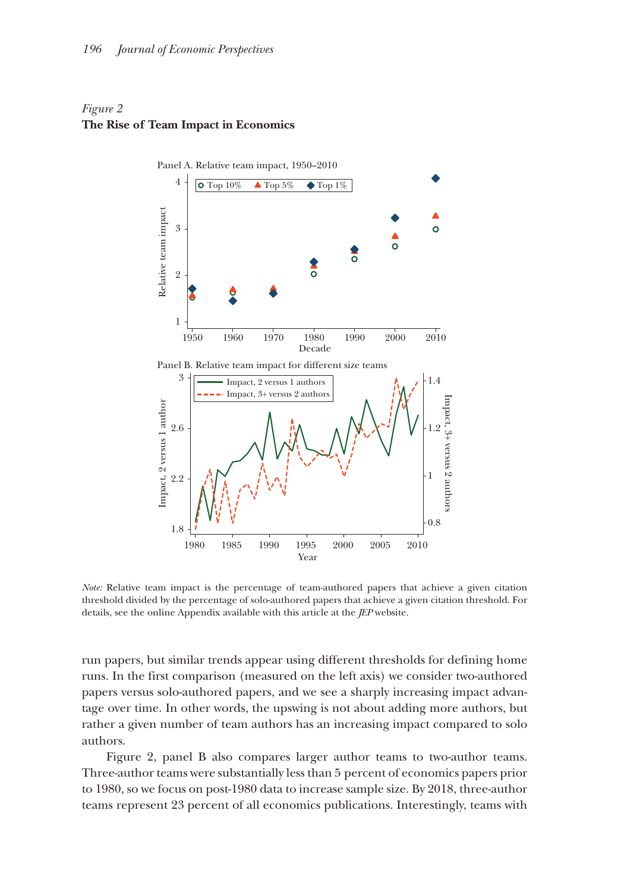*Figure 2*
**The Rise of Team Impact in Economics**

*Note:* Relative team impact is the percentage of team-authored papers that achieve a given citation threshold divided by the percentage of solo-authored papers that achieve a given citation threshold. For details, see the online Appendix available with this article at the *JEP* website.

run papers, but similar trends appear using different thresholds for defining home runs. In the first comparison (measured on the left axis) we consider two-authored papers versus solo-authored papers, and we see a sharply increasing impact advantage over time. In other words, the upswing is not about adding more authors, but rather a given number of team authors has an increasing impact compared to solo authors.

Figure 2, panel B also compares larger author teams to two-author teams. Three-author teams were substantially less than 5 percent of economics papers prior to 1980, so we focus on post-1980 data to increase sample size. By 2018, three-author teams represent 23 percent of all economics publications. Interestingly, teams with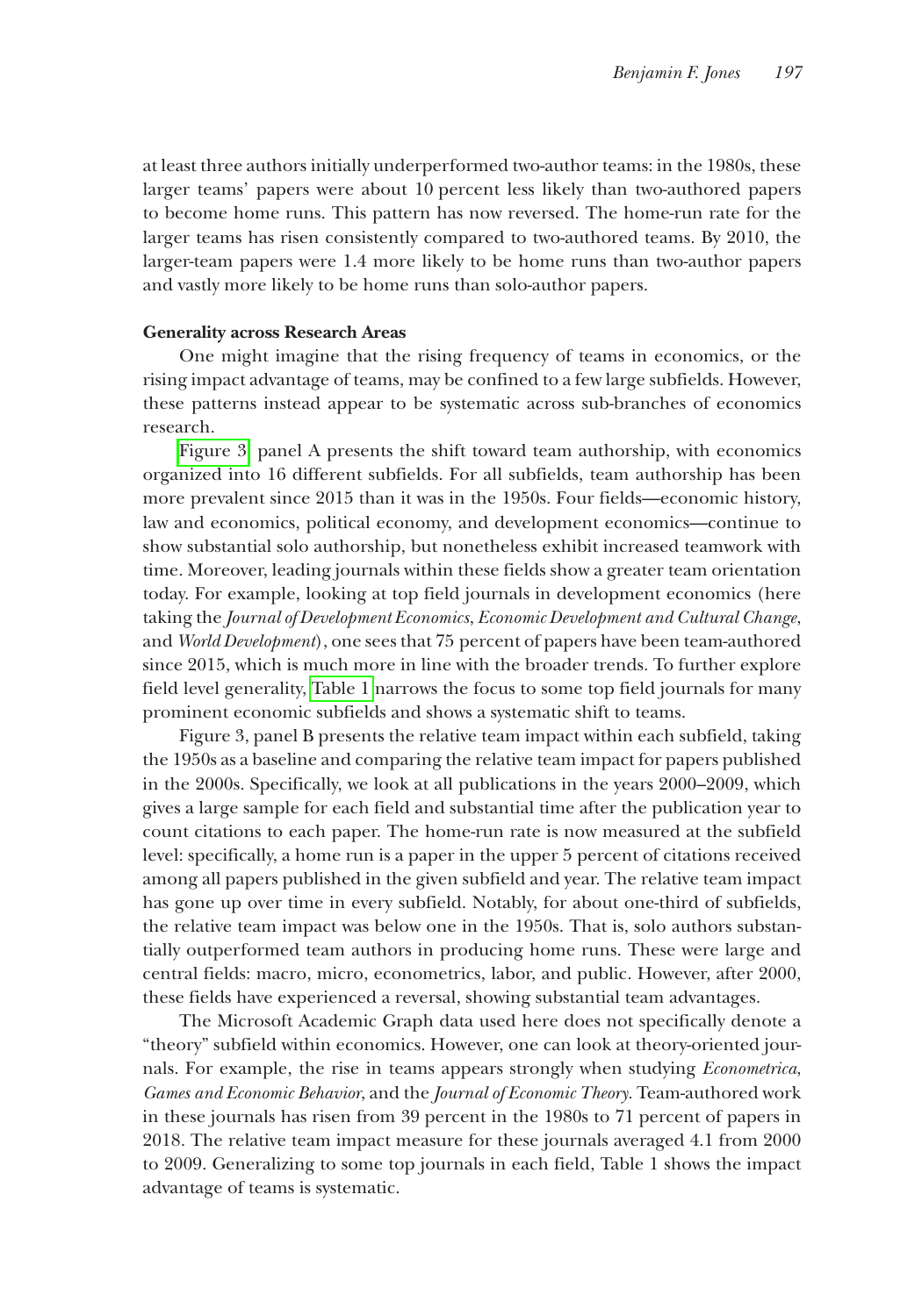at least three authors initially underperformed two-author teams: in the 1980s, these larger teams' papers were about 10 percent less likely than two-authored papers to become home runs. This pattern has now reversed. The home-run rate for the larger teams has risen consistently compared to two-authored teams. By 2010, the larger-team papers were 1.4 more likely to be home runs than two-author papers and vastly more likely to be home runs than solo-author papers.

### Generality across Research Areas

One might imagine that the rising frequency of teams in economics, or the rising impact advantage of teams, may be confined to a few large subfields. However, these patterns instead appear to be systematic across sub-branches of economics research.

Figure 3, panel A presents the shift toward team authorship, with economics organized into 16 different subfields. For all subfields, team authorship has been more prevalent since 2015 than it was in the 1950s. Four fields—economic history, law and economics, political economy, and development economics—continue to show substantial solo authorship, but nonetheless exhibit increased teamwork with time. Moreover, leading journals within these fields show a greater team orientation today. For example, looking at top field journals in development economics (here taking the *Journal of Development Economics*, *Economic Development and Cultural Change*, and *World Development*), one sees that 75 percent of papers have been team-authored since 2015, which is much more in line with the broader trends. To further explore field level generality, Table 1 narrows the focus to some top field journals for many prominent economic subfields and shows a systematic shift to teams.

Figure 3, panel B presents the relative team impact within each subfield, taking the 1950s as a baseline and comparing the relative team impact for papers published in the 2000s. Specifically, we look at all publications in the years 2000–2009, which gives a large sample for each field and substantial time after the publication year to count citations to each paper. The home-run rate is now measured at the subfield level: specifically, a home run is a paper in the upper 5 percent of citations received among all papers published in the given subfield and year. The relative team impact has gone up over time in every subfield. Notably, for about one-third of subfields, the relative team impact was below one in the 1950s. That is, solo authors substantially outperformed team authors in producing home runs. These were large and central fields: macro, micro, econometrics, labor, and public. However, after 2000, these fields have experienced a reversal, showing substantial team advantages.

The Microsoft Academic Graph data used here does not specifically denote a "theory" subfield within economics. However, one can look at theory-oriented journals. For example, the rise in teams appears strongly when studying *Econometrica*, *Games and Economic Behavior*, and the *Journal of Economic Theory*. Team-authored work in these journals has risen from 39 percent in the 1980s to 71 percent of papers in 2018. The relative team impact measure for these journals averaged 4.1 from 2000 to 2009. Generalizing to some top journals in each field, Table 1 shows the impact advantage of teams is systematic.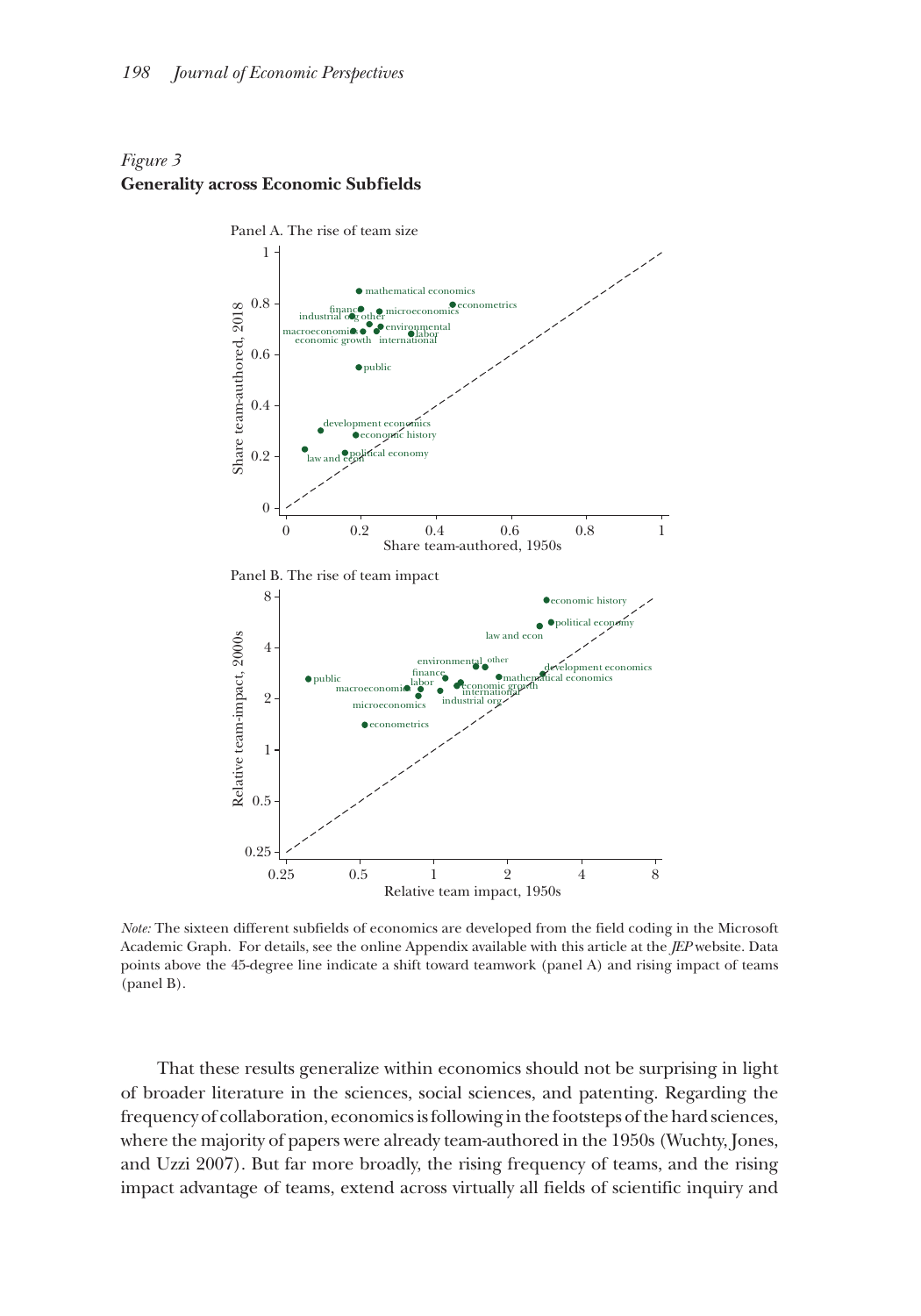*Figure 3*
**Generality across Economic Subfields**

Panel A. The rise of team size

Panel B. The rise of team impact

*Note:* The sixteen different subfields of economics are developed from the field coding in the Microsoft Academic Graph. For details, see the online Appendix available with this article at the *JEP* website. Data points above the 45-degree line indicate a shift toward teamwork (panel A) and rising impact of teams (panel B).

That these results generalize within economics should not be surprising in light of broader literature in the sciences, social sciences, and patenting. Regarding the frequency of collaboration, economics is following in the footsteps of the hard sciences, where the majority of papers were already team-authored in the 1950s (Wuchty, Jones, and Uzzi 2007). But far more broadly, the rising frequency of teams, and the rising impact advantage of teams, extend across virtually all fields of scientific inquiry and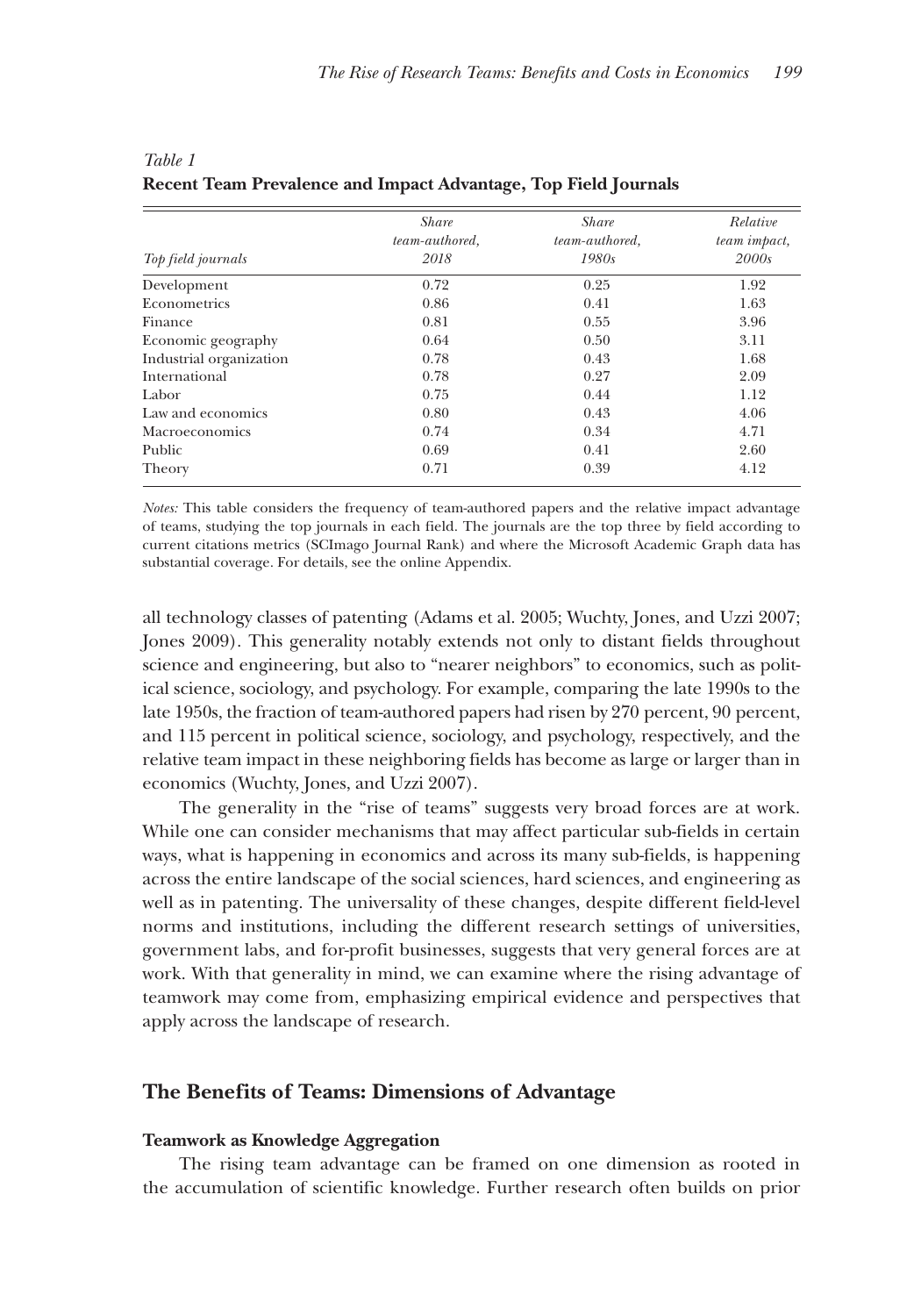*Table 1*
**Recent Team Prevalence and Impact Advantage, Top Field Journals**

| *Top field journals* | *Share team-authored, 2018* | *Share team-authored, 1980s* | *Relative team impact, 2000s* |
|---|---|---|---|
| Development | 0.72 | 0.25 | 1.92 |
| Econometrics | 0.86 | 0.41 | 1.63 |
| Finance | 0.81 | 0.55 | 3.96 |
| Economic geography | 0.64 | 0.50 | 3.11 |
| Industrial organization | 0.78 | 0.43 | 1.68 |
| International | 0.78 | 0.27 | 2.09 |
| Labor | 0.75 | 0.44 | 1.12 |
| Law and economics | 0.80 | 0.43 | 4.06 |
| Macroeconomics | 0.74 | 0.34 | 4.71 |
| Public | 0.69 | 0.41 | 2.60 |
| Theory | 0.71 | 0.39 | 4.12 |

*Notes:* This table considers the frequency of team-authored papers and the relative impact advantage of teams, studying the top journals in each field. The journals are the top three by field according to current citations metrics (SCImago Journal Rank) and where the Microsoft Academic Graph data has substantial coverage. For details, see the online Appendix.

all technology classes of patenting (Adams et al. 2005; Wuchty, Jones, and Uzzi 2007; Jones 2009). This generality notably extends not only to distant fields throughout science and engineering, but also to "nearer neighbors" to economics, such as political science, sociology, and psychology. For example, comparing the late 1990s to the late 1950s, the fraction of team-authored papers had risen by 270 percent, 90 percent, and 115 percent in political science, sociology, and psychology, respectively, and the relative team impact in these neighboring fields has become as large or larger than in economics (Wuchty, Jones, and Uzzi 2007).

The generality in the "rise of teams" suggests very broad forces are at work. While one can consider mechanisms that may affect particular sub-fields in certain ways, what is happening in economics and across its many sub-fields, is happening across the entire landscape of the social sciences, hard sciences, and engineering as well as in patenting. The universality of these changes, despite different field-level norms and institutions, including the different research settings of universities, government labs, and for-profit businesses, suggests that very general forces are at work. With that generality in mind, we can examine where the rising advantage of teamwork may come from, emphasizing empirical evidence and perspectives that apply across the landscape of research.

## The Benefits of Teams: Dimensions of Advantage

### Teamwork as Knowledge Aggregation

The rising team advantage can be framed on one dimension as rooted in the accumulation of scientific knowledge. Further research often builds on prior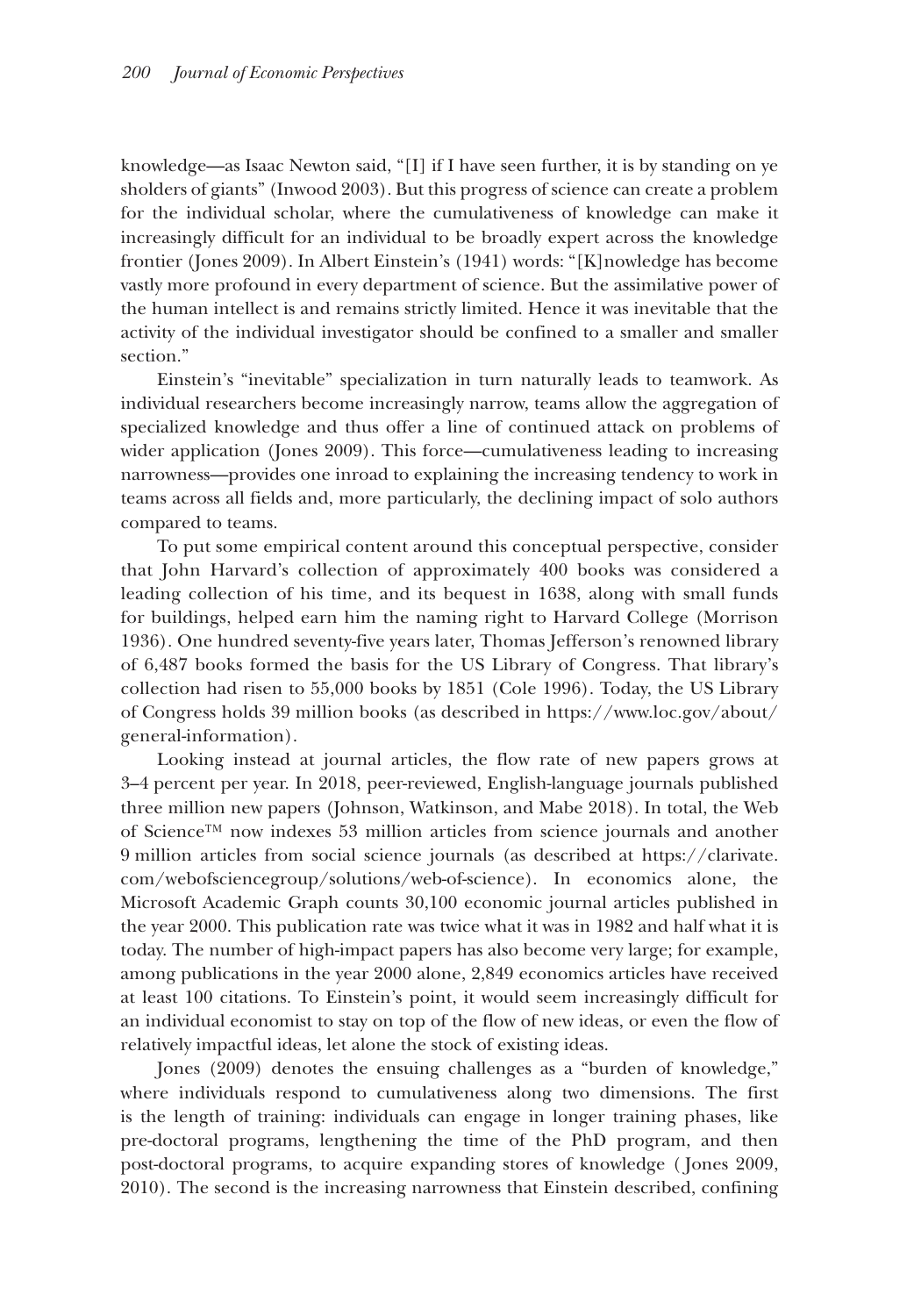knowledge—as Isaac Newton said, "[I] if I have seen further, it is by standing on ye sholders of giants" (Inwood 2003). But this progress of science can create a problem for the individual scholar, where the cumulativeness of knowledge can make it increasingly difficult for an individual to be broadly expert across the knowledge frontier (Jones 2009). In Albert Einstein's (1941) words: "[K]nowledge has become vastly more profound in every department of science. But the assimilative power of the human intellect is and remains strictly limited. Hence it was inevitable that the activity of the individual investigator should be confined to a smaller and smaller section."

Einstein's "inevitable" specialization in turn naturally leads to teamwork. As individual researchers become increasingly narrow, teams allow the aggregation of specialized knowledge and thus offer a line of continued attack on problems of wider application (Jones 2009). This force—cumulativeness leading to increasing narrowness—provides one inroad to explaining the increasing tendency to work in teams across all fields and, more particularly, the declining impact of solo authors compared to teams.

To put some empirical content around this conceptual perspective, consider that John Harvard's collection of approximately 400 books was considered a leading collection of his time, and its bequest in 1638, along with small funds for buildings, helped earn him the naming right to Harvard College (Morrison 1936). One hundred seventy-five years later, Thomas Jefferson's renowned library of 6,487 books formed the basis for the US Library of Congress. That library's collection had risen to 55,000 books by 1851 (Cole 1996). Today, the US Library of Congress holds 39 million books (as described in https://www.loc.gov/about/general-information).

Looking instead at journal articles, the flow rate of new papers grows at 3–4 percent per year. In 2018, peer-reviewed, English-language journals published three million new papers (Johnson, Watkinson, and Mabe 2018). In total, the Web of Science™ now indexes 53 million articles from science journals and another 9 million articles from social science journals (as described at https://clarivate.com/webofsciencegroup/solutions/web-of-science). In economics alone, the Microsoft Academic Graph counts 30,100 economic journal articles published in the year 2000. This publication rate was twice what it was in 1982 and half what it is today. The number of high-impact papers has also become very large; for example, among publications in the year 2000 alone, 2,849 economics articles have received at least 100 citations. To Einstein's point, it would seem increasingly difficult for an individual economist to stay on top of the flow of new ideas, or even the flow of relatively impactful ideas, let alone the stock of existing ideas.

Jones (2009) denotes the ensuing challenges as a "burden of knowledge," where individuals respond to cumulativeness along two dimensions. The first is the length of training: individuals can engage in longer training phases, like pre-doctoral programs, lengthening the time of the PhD program, and then post-doctoral programs, to acquire expanding stores of knowledge (Jones 2009, 2010). The second is the increasing narrowness that Einstein described, confining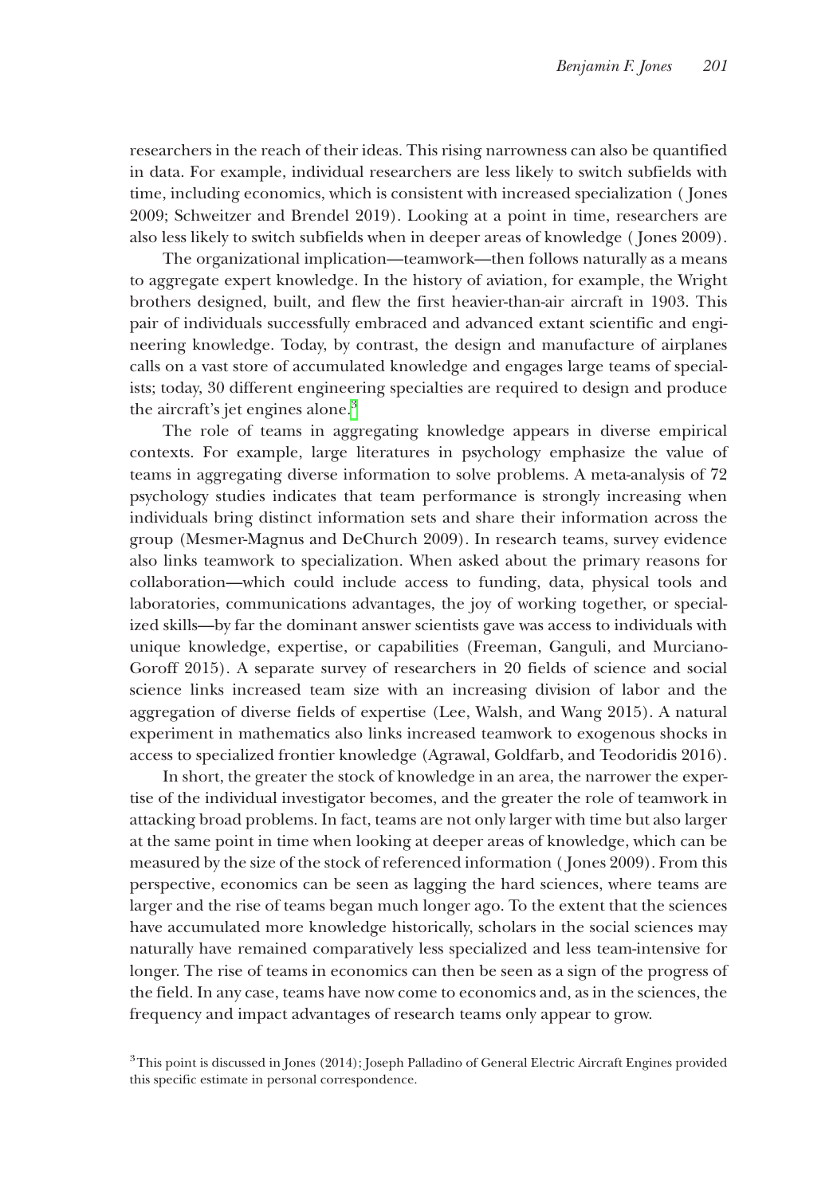researchers in the reach of their ideas. This rising narrowness can also be quantified in data. For example, individual researchers are less likely to switch subfields with time, including economics, which is consistent with increased specialization ( Jones 2009; Schweitzer and Brendel 2019). Looking at a point in time, researchers are also less likely to switch subfields when in deeper areas of knowledge ( Jones 2009).

The organizational implication—teamwork—then follows naturally as a means to aggregate expert knowledge. In the history of aviation, for example, the Wright brothers designed, built, and flew the first heavier-than-air aircraft in 1903. This pair of individuals successfully embraced and advanced extant scientific and engineering knowledge. Today, by contrast, the design and manufacture of airplanes calls on a vast store of accumulated knowledge and engages large teams of specialists; today, 30 different engineering specialties are required to design and produce the aircraft's jet engines alone.[3]

The role of teams in aggregating knowledge appears in diverse empirical contexts. For example, large literatures in psychology emphasize the value of teams in aggregating diverse information to solve problems. A meta-analysis of 72 psychology studies indicates that team performance is strongly increasing when individuals bring distinct information sets and share their information across the group (Mesmer-Magnus and DeChurch 2009). In research teams, survey evidence also links teamwork to specialization. When asked about the primary reasons for collaboration—which could include access to funding, data, physical tools and laboratories, communications advantages, the joy of working together, or specialized skills—by far the dominant answer scientists gave was access to individuals with unique knowledge, expertise, or capabilities (Freeman, Ganguli, and Murciano-Goroff 2015). A separate survey of researchers in 20 fields of science and social science links increased team size with an increasing division of labor and the aggregation of diverse fields of expertise (Lee, Walsh, and Wang 2015). A natural experiment in mathematics also links increased teamwork to exogenous shocks in access to specialized frontier knowledge (Agrawal, Goldfarb, and Teodoridis 2016).

In short, the greater the stock of knowledge in an area, the narrower the expertise of the individual investigator becomes, and the greater the role of teamwork in attacking broad problems. In fact, teams are not only larger with time but also larger at the same point in time when looking at deeper areas of knowledge, which can be measured by the size of the stock of referenced information ( Jones 2009). From this perspective, economics can be seen as lagging the hard sciences, where teams are larger and the rise of teams began much longer ago. To the extent that the sciences have accumulated more knowledge historically, scholars in the social sciences may naturally have remained comparatively less specialized and less team-intensive for longer. The rise of teams in economics can then be seen as a sign of the progress of the field. In any case, teams have now come to economics and, as in the sciences, the frequency and impact advantages of research teams only appear to grow.

[3] This point is discussed in Jones (2014); Joseph Palladino of General Electric Aircraft Engines provided this specific estimate in personal correspondence.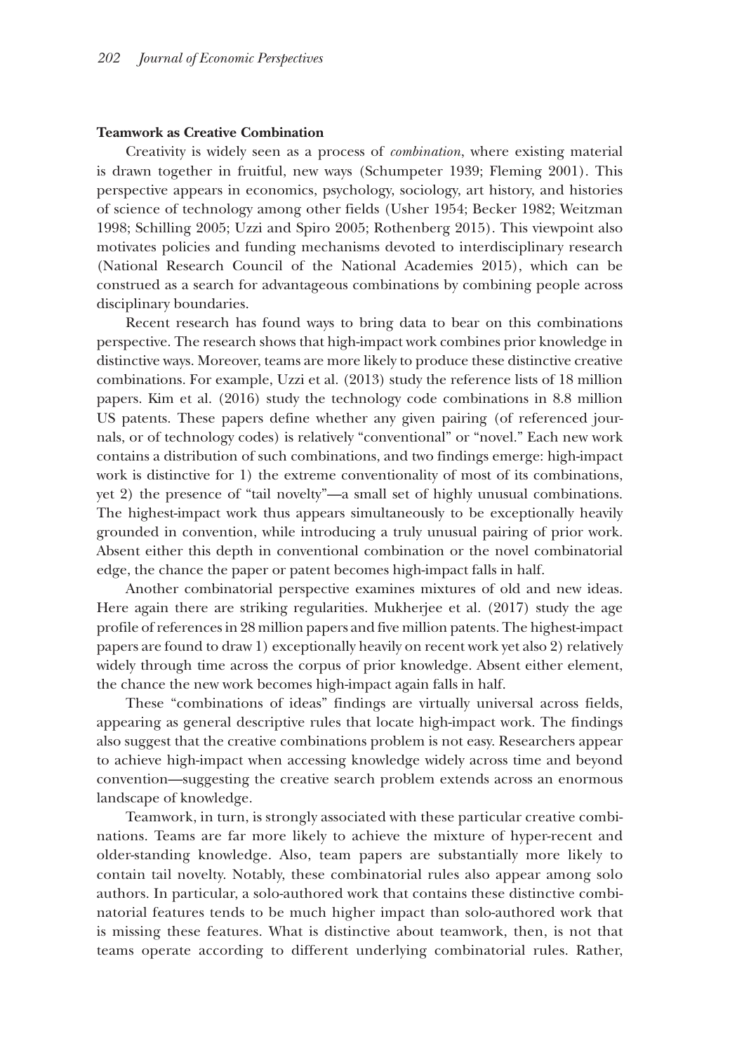### Teamwork as Creative Combination

Creativity is widely seen as a process of *combination*, where existing material is drawn together in fruitful, new ways (Schumpeter 1939; Fleming 2001). This perspective appears in economics, psychology, sociology, art history, and histories of science of technology among other fields (Usher 1954; Becker 1982; Weitzman 1998; Schilling 2005; Uzzi and Spiro 2005; Rothenberg 2015). This viewpoint also motivates policies and funding mechanisms devoted to interdisciplinary research (National Research Council of the National Academies 2015), which can be construed as a search for advantageous combinations by combining people across disciplinary boundaries.

Recent research has found ways to bring data to bear on this combinations perspective. The research shows that high-impact work combines prior knowledge in distinctive ways. Moreover, teams are more likely to produce these distinctive creative combinations. For example, Uzzi et al. (2013) study the reference lists of 18 million papers. Kim et al. (2016) study the technology code combinations in 8.8 million US patents. These papers define whether any given pairing (of referenced journals, or of technology codes) is relatively "conventional" or "novel." Each new work contains a distribution of such combinations, and two findings emerge: high-impact work is distinctive for 1) the extreme conventionality of most of its combinations, yet 2) the presence of "tail novelty"—a small set of highly unusual combinations. The highest-impact work thus appears simultaneously to be exceptionally heavily grounded in convention, while introducing a truly unusual pairing of prior work. Absent either this depth in conventional combination or the novel combinatorial edge, the chance the paper or patent becomes high-impact falls in half.

Another combinatorial perspective examines mixtures of old and new ideas. Here again there are striking regularities. Mukherjee et al. (2017) study the age profile of references in 28 million papers and five million patents. The highest-impact papers are found to draw 1) exceptionally heavily on recent work yet also 2) relatively widely through time across the corpus of prior knowledge. Absent either element, the chance the new work becomes high-impact again falls in half.

These "combinations of ideas" findings are virtually universal across fields, appearing as general descriptive rules that locate high-impact work. The findings also suggest that the creative combinations problem is not easy. Researchers appear to achieve high-impact when accessing knowledge widely across time and beyond convention—suggesting the creative search problem extends across an enormous landscape of knowledge.

Teamwork, in turn, is strongly associated with these particular creative combinations. Teams are far more likely to achieve the mixture of hyper-recent and older-standing knowledge. Also, team papers are substantially more likely to contain tail novelty. Notably, these combinatorial rules also appear among solo authors. In particular, a solo-authored work that contains these distinctive combinatorial features tends to be much higher impact than solo-authored work that is missing these features. What is distinctive about teamwork, then, is not that teams operate according to different underlying combinatorial rules. Rather,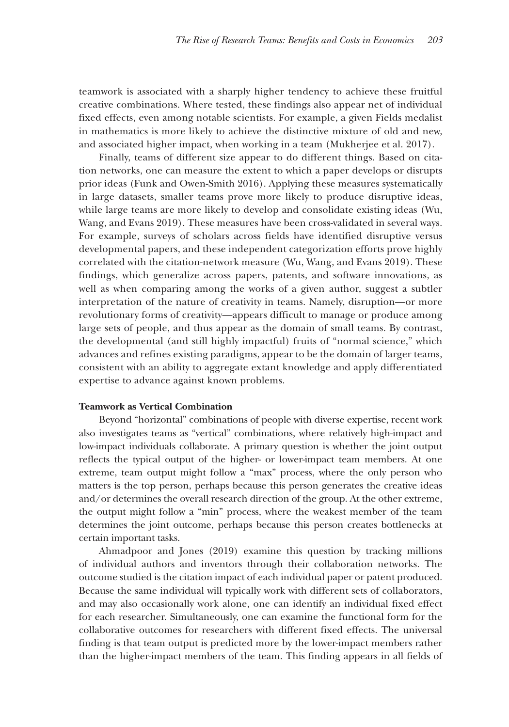teamwork is associated with a sharply higher tendency to achieve these fruitful creative combinations. Where tested, these findings also appear net of individual fixed effects, even among notable scientists. For example, a given Fields medalist in mathematics is more likely to achieve the distinctive mixture of old and new, and associated higher impact, when working in a team (Mukherjee et al. 2017).

Finally, teams of different size appear to do different things. Based on citation networks, one can measure the extent to which a paper develops or disrupts prior ideas (Funk and Owen-Smith 2016). Applying these measures systematically in large datasets, smaller teams prove more likely to produce disruptive ideas, while large teams are more likely to develop and consolidate existing ideas (Wu, Wang, and Evans 2019). These measures have been cross-validated in several ways. For example, surveys of scholars across fields have identified disruptive versus developmental papers, and these independent categorization efforts prove highly correlated with the citation-network measure (Wu, Wang, and Evans 2019). These findings, which generalize across papers, patents, and software innovations, as well as when comparing among the works of a given author, suggest a subtler interpretation of the nature of creativity in teams. Namely, disruption—or more revolutionary forms of creativity—appears difficult to manage or produce among large sets of people, and thus appear as the domain of small teams. By contrast, the developmental (and still highly impactful) fruits of "normal science," which advances and refines existing paradigms, appear to be the domain of larger teams, consistent with an ability to aggregate extant knowledge and apply differentiated expertise to advance against known problems.

**Teamwork as Vertical Combination**

Beyond "horizontal" combinations of people with diverse expertise, recent work also investigates teams as "vertical" combinations, where relatively high-impact and low-impact individuals collaborate. A primary question is whether the joint output reflects the typical output of the higher- or lower-impact team members. At one extreme, team output might follow a "max" process, where the only person who matters is the top person, perhaps because this person generates the creative ideas and/or determines the overall research direction of the group. At the other extreme, the output might follow a "min" process, where the weakest member of the team determines the joint outcome, perhaps because this person creates bottlenecks at certain important tasks.

Ahmadpoor and Jones (2019) examine this question by tracking millions of individual authors and inventors through their collaboration networks. The outcome studied is the citation impact of each individual paper or patent produced. Because the same individual will typically work with different sets of collaborators, and may also occasionally work alone, one can identify an individual fixed effect for each researcher. Simultaneously, one can examine the functional form for the collaborative outcomes for researchers with different fixed effects. The universal finding is that team output is predicted more by the lower-impact members rather than the higher-impact members of the team. This finding appears in all fields of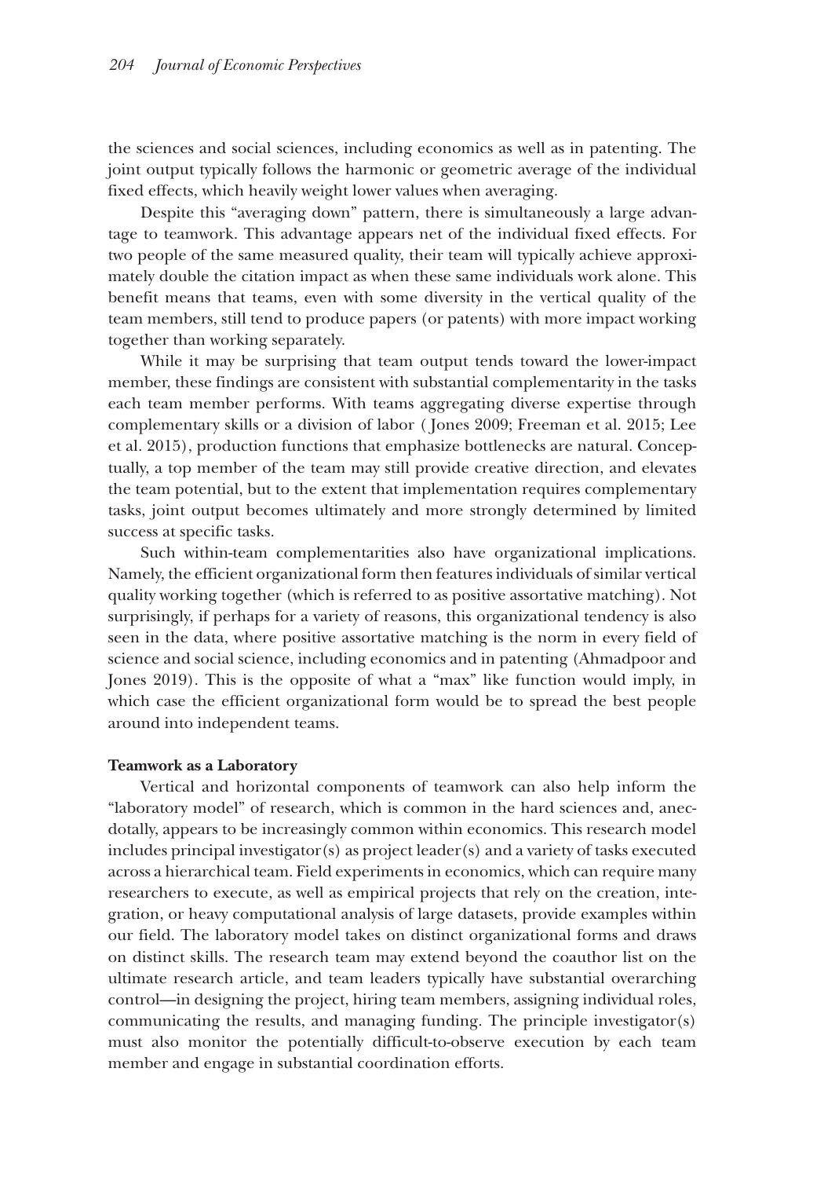the sciences and social sciences, including economics as well as in patenting. The joint output typically follows the harmonic or geometric average of the individual fixed effects, which heavily weight lower values when averaging.

Despite this "averaging down" pattern, there is simultaneously a large advantage to teamwork. This advantage appears net of the individual fixed effects. For two people of the same measured quality, their team will typically achieve approximately double the citation impact as when these same individuals work alone. This benefit means that teams, even with some diversity in the vertical quality of the team members, still tend to produce papers (or patents) with more impact working together than working separately.

While it may be surprising that team output tends toward the lower-impact member, these findings are consistent with substantial complementarity in the tasks each team member performs. With teams aggregating diverse expertise through complementary skills or a division of labor (Jones 2009; Freeman et al. 2015; Lee et al. 2015), production functions that emphasize bottlenecks are natural. Conceptually, a top member of the team may still provide creative direction, and elevates the team potential, but to the extent that implementation requires complementary tasks, joint output becomes ultimately and more strongly determined by limited success at specific tasks.

Such within-team complementarities also have organizational implications. Namely, the efficient organizational form then features individuals of similar vertical quality working together (which is referred to as positive assortative matching). Not surprisingly, if perhaps for a variety of reasons, this organizational tendency is also seen in the data, where positive assortative matching is the norm in every field of science and social science, including economics and in patenting (Ahmadpoor and Jones 2019). This is the opposite of what a "max" like function would imply, in which case the efficient organizational form would be to spread the best people around into independent teams.

**Teamwork as a Laboratory**

Vertical and horizontal components of teamwork can also help inform the "laboratory model" of research, which is common in the hard sciences and, anecdotally, appears to be increasingly common within economics. This research model includes principal investigator(s) as project leader(s) and a variety of tasks executed across a hierarchical team. Field experiments in economics, which can require many researchers to execute, as well as empirical projects that rely on the creation, integration, or heavy computational analysis of large datasets, provide examples within our field. The laboratory model takes on distinct organizational forms and draws on distinct skills. The research team may extend beyond the coauthor list on the ultimate research article, and team leaders typically have substantial overarching control—in designing the project, hiring team members, assigning individual roles, communicating the results, and managing funding. The principle investigator(s) must also monitor the potentially difficult-to-observe execution by each team member and engage in substantial coordination efforts.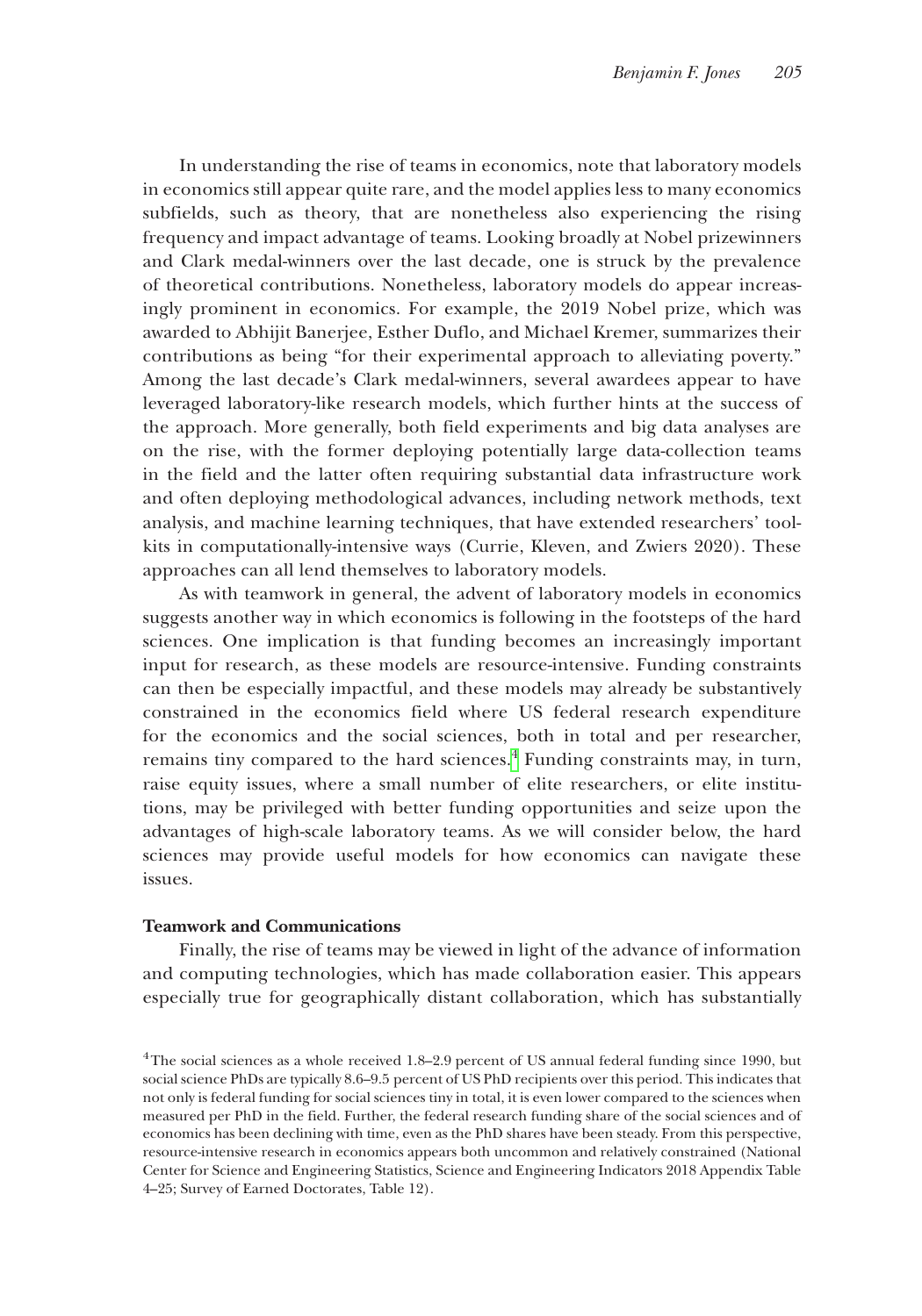In understanding the rise of teams in economics, note that laboratory models in economics still appear quite rare, and the model applies less to many economics subfields, such as theory, that are nonetheless also experiencing the rising frequency and impact advantage of teams. Looking broadly at Nobel prizewinners and Clark medal-winners over the last decade, one is struck by the prevalence of theoretical contributions. Nonetheless, laboratory models do appear increasingly prominent in economics. For example, the 2019 Nobel prize, which was awarded to Abhijit Banerjee, Esther Duflo, and Michael Kremer, summarizes their contributions as being "for their experimental approach to alleviating poverty." Among the last decade's Clark medal-winners, several awardees appear to have leveraged laboratory-like research models, which further hints at the success of the approach. More generally, both field experiments and big data analyses are on the rise, with the former deploying potentially large data-collection teams in the field and the latter often requiring substantial data infrastructure work and often deploying methodological advances, including network methods, text analysis, and machine learning techniques, that have extended researchers' toolkits in computationally-intensive ways (Currie, Kleven, and Zwiers 2020). These approaches can all lend themselves to laboratory models.

As with teamwork in general, the advent of laboratory models in economics suggests another way in which economics is following in the footsteps of the hard sciences. One implication is that funding becomes an increasingly important input for research, as these models are resource-intensive. Funding constraints can then be especially impactful, and these models may already be substantively constrained in the economics field where US federal research expenditure for the economics and the social sciences, both in total and per researcher, remains tiny compared to the hard sciences.[4] Funding constraints may, in turn, raise equity issues, where a small number of elite researchers, or elite institutions, may be privileged with better funding opportunities and seize upon the advantages of high-scale laboratory teams. As we will consider below, the hard sciences may provide useful models for how economics can navigate these issues.

**Teamwork and Communications**

Finally, the rise of teams may be viewed in light of the advance of information and computing technologies, which has made collaboration easier. This appears especially true for geographically distant collaboration, which has substantially

[4] The social sciences as a whole received 1.8–2.9 percent of US annual federal funding since 1990, but social science PhDs are typically 8.6–9.5 percent of US PhD recipients over this period. This indicates that not only is federal funding for social sciences tiny in total, it is even lower compared to the sciences when measured per PhD in the field. Further, the federal research funding share of the social sciences and of economics has been declining with time, even as the PhD shares have been steady. From this perspective, resource-intensive research in economics appears both uncommon and relatively constrained (National Center for Science and Engineering Statistics, Science and Engineering Indicators 2018 Appendix Table 4–25; Survey of Earned Doctorates, Table 12).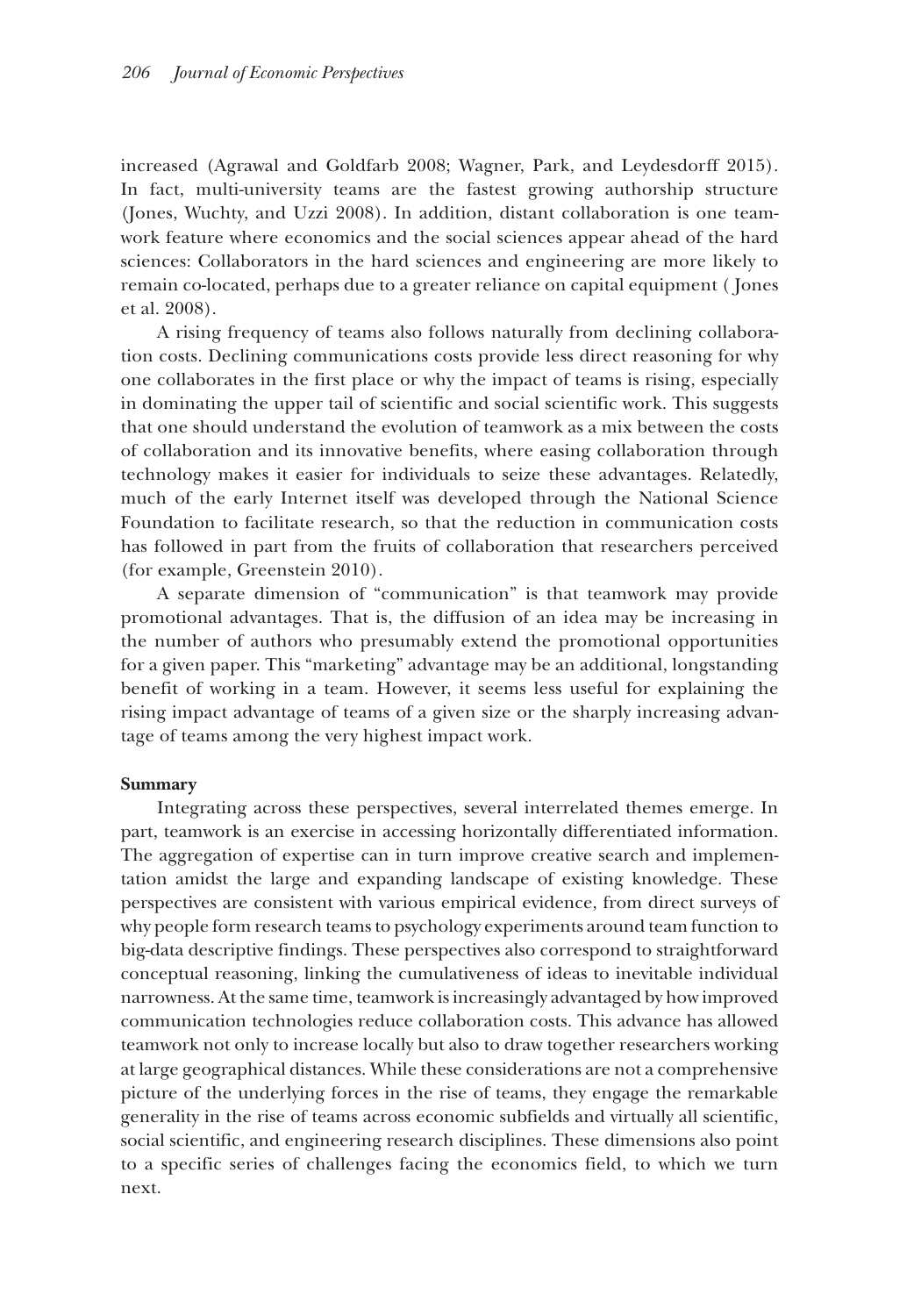increased (Agrawal and Goldfarb 2008; Wagner, Park, and Leydesdorff 2015). In fact, multi-university teams are the fastest growing authorship structure (Jones, Wuchty, and Uzzi 2008). In addition, distant collaboration is one teamwork feature where economics and the social sciences appear ahead of the hard sciences: Collaborators in the hard sciences and engineering are more likely to remain co-located, perhaps due to a greater reliance on capital equipment (Jones et al. 2008).

A rising frequency of teams also follows naturally from declining collaboration costs. Declining communications costs provide less direct reasoning for why one collaborates in the first place or why the impact of teams is rising, especially in dominating the upper tail of scientific and social scientific work. This suggests that one should understand the evolution of teamwork as a mix between the costs of collaboration and its innovative benefits, where easing collaboration through technology makes it easier for individuals to seize these advantages. Relatedly, much of the early Internet itself was developed through the National Science Foundation to facilitate research, so that the reduction in communication costs has followed in part from the fruits of collaboration that researchers perceived (for example, Greenstein 2010).

A separate dimension of "communication" is that teamwork may provide promotional advantages. That is, the diffusion of an idea may be increasing in the number of authors who presumably extend the promotional opportunities for a given paper. This "marketing" advantage may be an additional, longstanding benefit of working in a team. However, it seems less useful for explaining the rising impact advantage of teams of a given size or the sharply increasing advantage of teams among the very highest impact work.

**Summary**

Integrating across these perspectives, several interrelated themes emerge. In part, teamwork is an exercise in accessing horizontally differentiated information. The aggregation of expertise can in turn improve creative search and implementation amidst the large and expanding landscape of existing knowledge. These perspectives are consistent with various empirical evidence, from direct surveys of why people form research teams to psychology experiments around team function to big-data descriptive findings. These perspectives also correspond to straightforward conceptual reasoning, linking the cumulativeness of ideas to inevitable individual narrowness. At the same time, teamwork is increasingly advantaged by how improved communication technologies reduce collaboration costs. This advance has allowed teamwork not only to increase locally but also to draw together researchers working at large geographical distances. While these considerations are not a comprehensive picture of the underlying forces in the rise of teams, they engage the remarkable generality in the rise of teams across economic subfields and virtually all scientific, social scientific, and engineering research disciplines. These dimensions also point to a specific series of challenges facing the economics field, to which we turn next.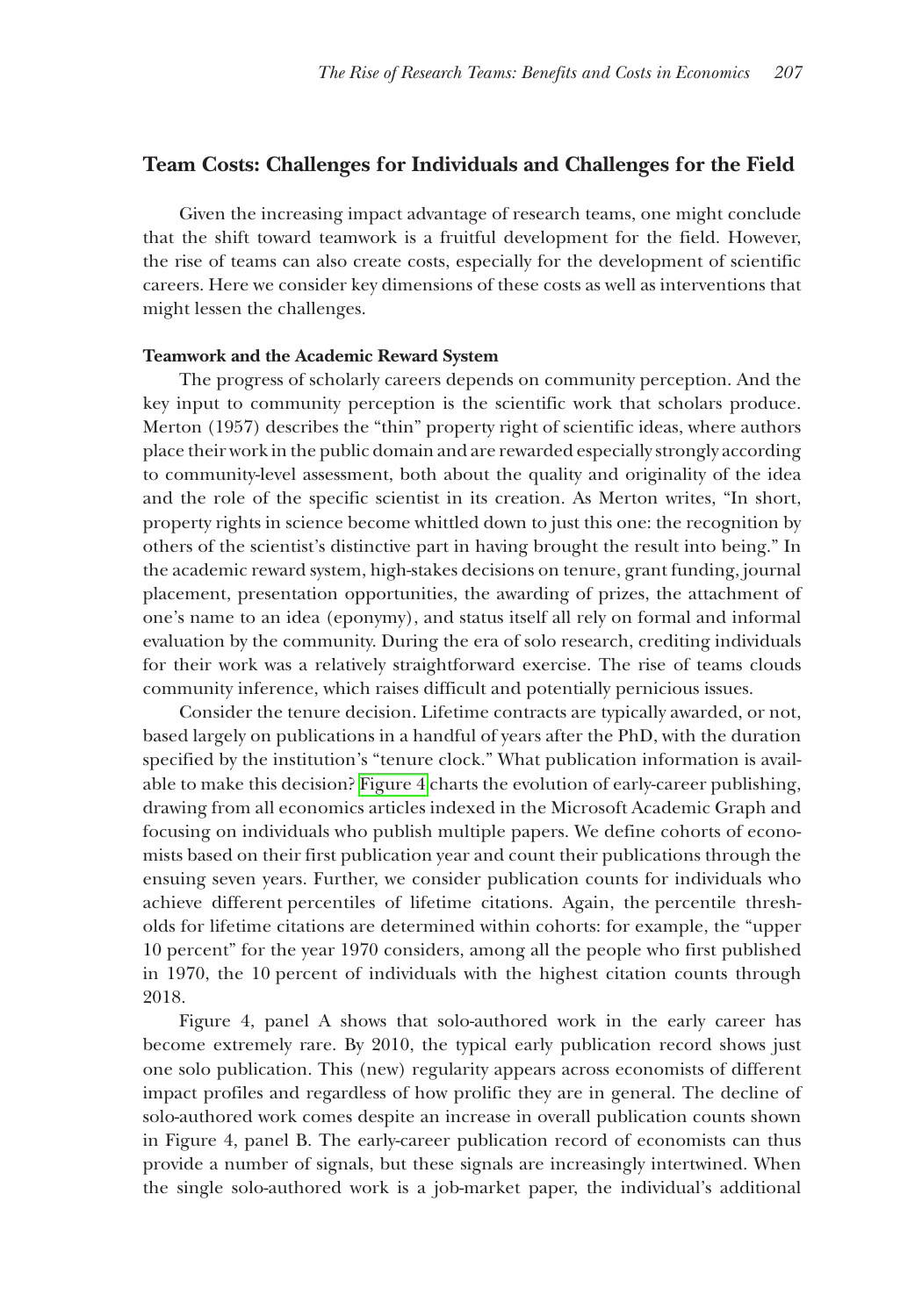## Team Costs: Challenges for Individuals and Challenges for the Field

Given the increasing impact advantage of research teams, one might conclude that the shift toward teamwork is a fruitful development for the field. However, the rise of teams can also create costs, especially for the development of scientific careers. Here we consider key dimensions of these costs as well as interventions that might lessen the challenges.

### Teamwork and the Academic Reward System

The progress of scholarly careers depends on community perception. And the key input to community perception is the scientific work that scholars produce. Merton (1957) describes the "thin" property right of scientific ideas, where authors place their work in the public domain and are rewarded especially strongly according to community-level assessment, both about the quality and originality of the idea and the role of the specific scientist in its creation. As Merton writes, "In short, property rights in science become whittled down to just this one: the recognition by others of the scientist's distinctive part in having brought the result into being." In the academic reward system, high-stakes decisions on tenure, grant funding, journal placement, presentation opportunities, the awarding of prizes, the attachment of one's name to an idea (eponymy), and status itself all rely on formal and informal evaluation by the community. During the era of solo research, crediting individuals for their work was a relatively straightforward exercise. The rise of teams clouds community inference, which raises difficult and potentially pernicious issues.

Consider the tenure decision. Lifetime contracts are typically awarded, or not, based largely on publications in a handful of years after the PhD, with the duration specified by the institution's "tenure clock." What publication information is available to make this decision? Figure 4 charts the evolution of early-career publishing, drawing from all economics articles indexed in the Microsoft Academic Graph and focusing on individuals who publish multiple papers. We define cohorts of economists based on their first publication year and count their publications through the ensuing seven years. Further, we consider publication counts for individuals who achieve different percentiles of lifetime citations. Again, the percentile thresholds for lifetime citations are determined within cohorts: for example, the "upper 10 percent" for the year 1970 considers, among all the people who first published in 1970, the 10 percent of individuals with the highest citation counts through 2018.

Figure 4, panel A shows that solo-authored work in the early career has become extremely rare. By 2010, the typical early publication record shows just one solo publication. This (new) regularity appears across economists of different impact profiles and regardless of how prolific they are in general. The decline of solo-authored work comes despite an increase in overall publication counts shown in Figure 4, panel B. The early-career publication record of economists can thus provide a number of signals, but these signals are increasingly intertwined. When the single solo-authored work is a job-market paper, the individual's additional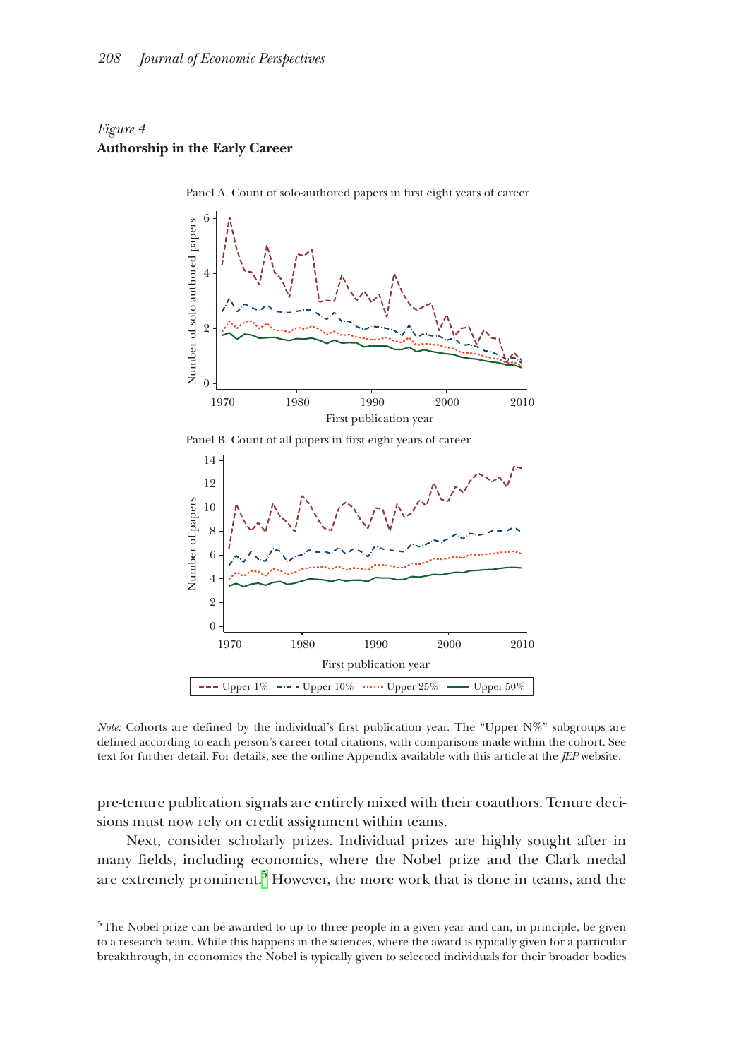*Figure 4*
**Authorship in the Early Career**

Panel A. Count of solo-authored papers in first eight years of career

Panel B. Count of all papers in first eight years of career

*Note:* Cohorts are defined by the individual's first publication year. The "Upper N%" subgroups are defined according to each person's career total citations, with comparisons made within the cohort. See text for further detail. For details, see the online Appendix available with this article at the *JEP* website.

pre-tenure publication signals are entirely mixed with their coauthors. Tenure decisions must now rely on credit assignment within teams.

Next, consider scholarly prizes. Individual prizes are highly sought after in many fields, including economics, where the Nobel prize and the Clark medal are extremely prominent.[5] However, the more work that is done in teams, and the

[5] The Nobel prize can be awarded to up to three people in a given year and can, in principle, be given to a research team. While this happens in the sciences, where the award is typically given for a particular breakthrough, in economics the Nobel is typically given to selected individuals for their broader bodies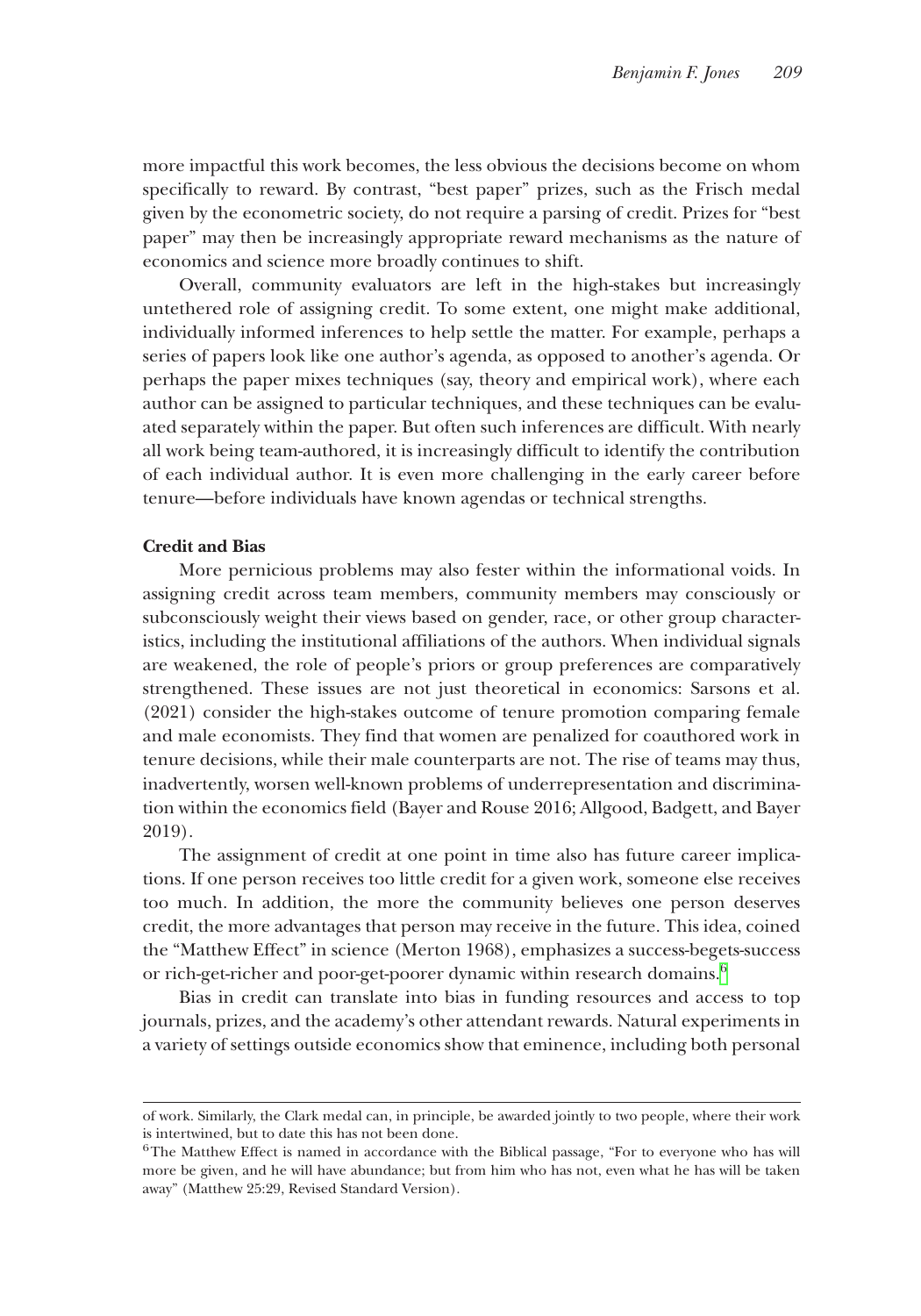more impactful this work becomes, the less obvious the decisions become on whom specifically to reward. By contrast, "best paper" prizes, such as the Frisch medal given by the econometric society, do not require a parsing of credit. Prizes for "best paper" may then be increasingly appropriate reward mechanisms as the nature of economics and science more broadly continues to shift.

Overall, community evaluators are left in the high-stakes but increasingly untethered role of assigning credit. To some extent, one might make additional, individually informed inferences to help settle the matter. For example, perhaps a series of papers look like one author's agenda, as opposed to another's agenda. Or perhaps the paper mixes techniques (say, theory and empirical work), where each author can be assigned to particular techniques, and these techniques can be evaluated separately within the paper. But often such inferences are difficult. With nearly all work being team-authored, it is increasingly difficult to identify the contribution of each individual author. It is even more challenging in the early career before tenure—before individuals have known agendas or technical strengths.

### Credit and Bias

More pernicious problems may also fester within the informational voids. In assigning credit across team members, community members may consciously or subconsciously weight their views based on gender, race, or other group characteristics, including the institutional affiliations of the authors. When individual signals are weakened, the role of people's priors or group preferences are comparatively strengthened. These issues are not just theoretical in economics: Sarsons et al. (2021) consider the high-stakes outcome of tenure promotion comparing female and male economists. They find that women are penalized for coauthored work in tenure decisions, while their male counterparts are not. The rise of teams may thus, inadvertently, worsen well-known problems of underrepresentation and discrimination within the economics field (Bayer and Rouse 2016; Allgood, Badgett, and Bayer 2019).

The assignment of credit at one point in time also has future career implications. If one person receives too little credit for a given work, someone else receives too much. In addition, the more the community believes one person deserves credit, the more advantages that person may receive in the future. This idea, coined the "Matthew Effect" in science (Merton 1968), emphasizes a success-begets-success or rich-get-richer and poor-get-poorer dynamic within research domains.[6]

Bias in credit can translate into bias in funding resources and access to top journals, prizes, and the academy's other attendant rewards. Natural experiments in a variety of settings outside economics show that eminence, including both personal

---

of work. Similarly, the Clark medal can, in principle, be awarded jointly to two people, where their work is intertwined, but to date this has not been done.

[6] The Matthew Effect is named in accordance with the Biblical passage, "For to everyone who has will more be given, and he will have abundance; but from him who has not, even what he has will be taken away" (Matthew 25:29, Revised Standard Version).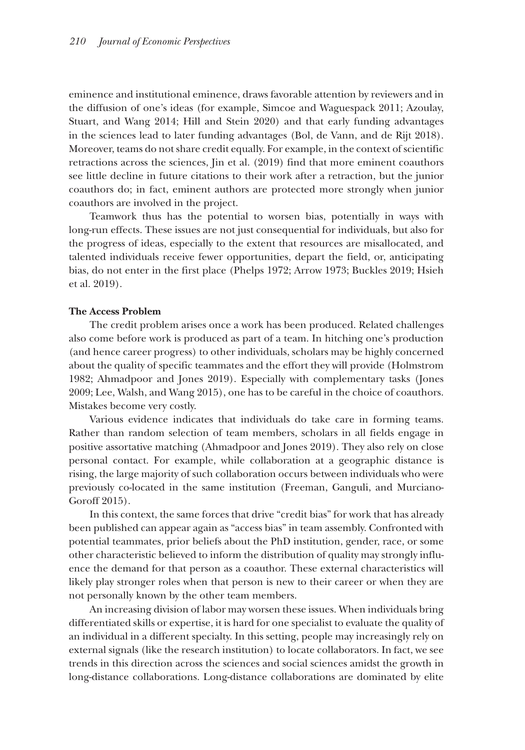eminence and institutional eminence, draws favorable attention by reviewers and in the diffusion of one's ideas (for example, Simcoe and Waguespack 2011; Azoulay, Stuart, and Wang 2014; Hill and Stein 2020) and that early funding advantages in the sciences lead to later funding advantages (Bol, de Vann, and de Rijt 2018). Moreover, teams do not share credit equally. For example, in the context of scientific retractions across the sciences, Jin et al. (2019) find that more eminent coauthors see little decline in future citations to their work after a retraction, but the junior coauthors do; in fact, eminent authors are protected more strongly when junior coauthors are involved in the project.

Teamwork thus has the potential to worsen bias, potentially in ways with long-run effects. These issues are not just consequential for individuals, but also for the progress of ideas, especially to the extent that resources are misallocated, and talented individuals receive fewer opportunities, depart the field, or, anticipating bias, do not enter in the first place (Phelps 1972; Arrow 1973; Buckles 2019; Hsieh et al. 2019).

**The Access Problem**

The credit problem arises once a work has been produced. Related challenges also come before work is produced as part of a team. In hitching one's production (and hence career progress) to other individuals, scholars may be highly concerned about the quality of specific teammates and the effort they will provide (Holmstrom 1982; Ahmadpoor and Jones 2019). Especially with complementary tasks (Jones 2009; Lee, Walsh, and Wang 2015), one has to be careful in the choice of coauthors. Mistakes become very costly.

Various evidence indicates that individuals do take care in forming teams. Rather than random selection of team members, scholars in all fields engage in positive assortative matching (Ahmadpoor and Jones 2019). They also rely on close personal contact. For example, while collaboration at a geographic distance is rising, the large majority of such collaboration occurs between individuals who were previously co-located in the same institution (Freeman, Ganguli, and Murciano-Goroff 2015).

In this context, the same forces that drive "credit bias" for work that has already been published can appear again as "access bias" in team assembly. Confronted with potential teammates, prior beliefs about the PhD institution, gender, race, or some other characteristic believed to inform the distribution of quality may strongly influence the demand for that person as a coauthor. These external characteristics will likely play stronger roles when that person is new to their career or when they are not personally known by the other team members.

An increasing division of labor may worsen these issues. When individuals bring differentiated skills or expertise, it is hard for one specialist to evaluate the quality of an individual in a different specialty. In this setting, people may increasingly rely on external signals (like the research institution) to locate collaborators. In fact, we see trends in this direction across the sciences and social sciences amidst the growth in long-distance collaborations. Long-distance collaborations are dominated by elite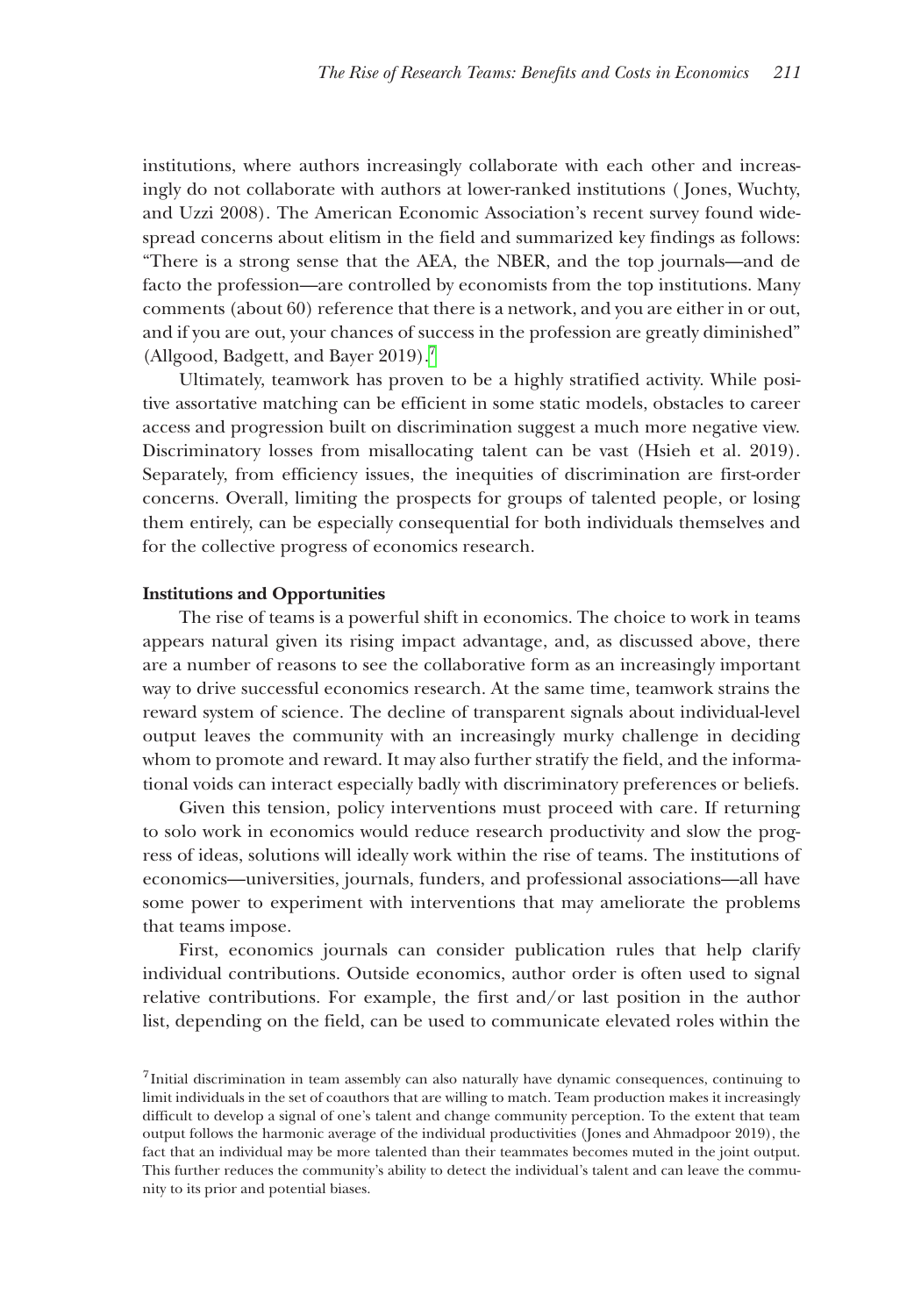institutions, where authors increasingly collaborate with each other and increasingly do not collaborate with authors at lower-ranked institutions (Jones, Wuchty, and Uzzi 2008). The American Economic Association's recent survey found widespread concerns about elitism in the field and summarized key findings as follows: "There is a strong sense that the AEA, the NBER, and the top journals—and de facto the profession—are controlled by economists from the top institutions. Many comments (about 60) reference that there is a network, and you are either in or out, and if you are out, your chances of success in the profession are greatly diminished" (Allgood, Badgett, and Bayer 2019).[7]

Ultimately, teamwork has proven to be a highly stratified activity. While positive assortative matching can be efficient in some static models, obstacles to career access and progression built on discrimination suggest a much more negative view. Discriminatory losses from misallocating talent can be vast (Hsieh et al. 2019). Separately, from efficiency issues, the inequities of discrimination are first-order concerns. Overall, limiting the prospects for groups of talented people, or losing them entirely, can be especially consequential for both individuals themselves and for the collective progress of economics research.

**Institutions and Opportunities**

The rise of teams is a powerful shift in economics. The choice to work in teams appears natural given its rising impact advantage, and, as discussed above, there are a number of reasons to see the collaborative form as an increasingly important way to drive successful economics research. At the same time, teamwork strains the reward system of science. The decline of transparent signals about individual-level output leaves the community with an increasingly murky challenge in deciding whom to promote and reward. It may also further stratify the field, and the informational voids can interact especially badly with discriminatory preferences or beliefs.

Given this tension, policy interventions must proceed with care. If returning to solo work in economics would reduce research productivity and slow the progress of ideas, solutions will ideally work within the rise of teams. The institutions of economics—universities, journals, funders, and professional associations—all have some power to experiment with interventions that may ameliorate the problems that teams impose.

First, economics journals can consider publication rules that help clarify individual contributions. Outside economics, author order is often used to signal relative contributions. For example, the first and/or last position in the author list, depending on the field, can be used to communicate elevated roles within the

[7] Initial discrimination in team assembly can also naturally have dynamic consequences, continuing to limit individuals in the set of coauthors that are willing to match. Team production makes it increasingly difficult to develop a signal of one's talent and change community perception. To the extent that team output follows the harmonic average of the individual productivities (Jones and Ahmadpoor 2019), the fact that an individual may be more talented than their teammates becomes muted in the joint output. This further reduces the community's ability to detect the individual's talent and can leave the community to its prior and potential biases.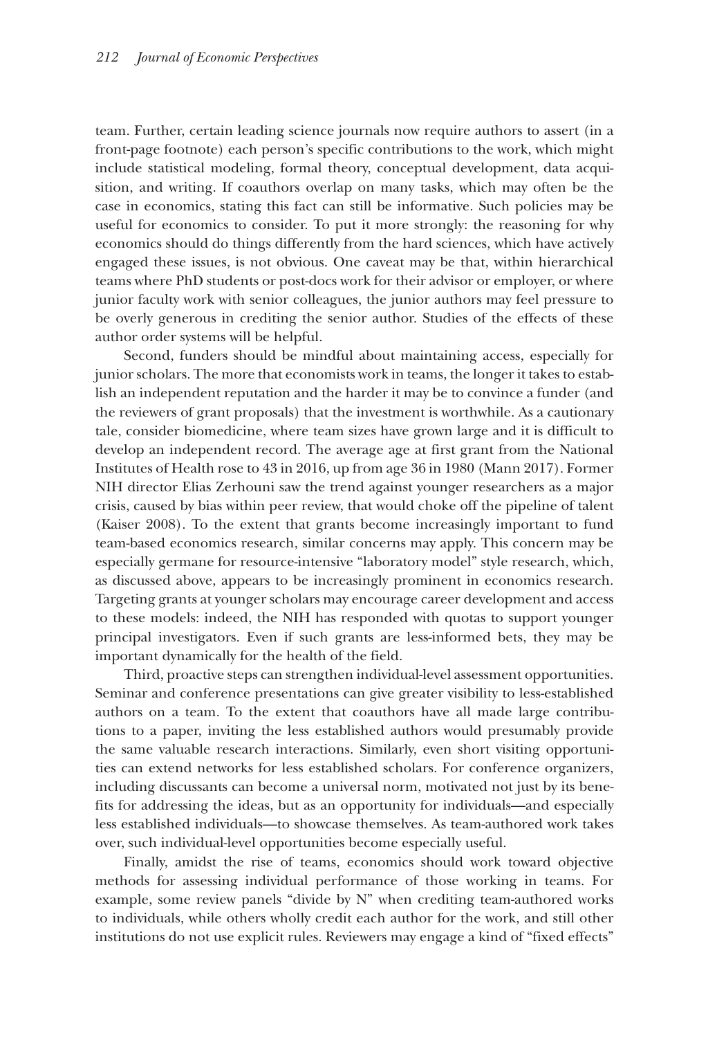team. Further, certain leading science journals now require authors to assert (in a front-page footnote) each person's specific contributions to the work, which might include statistical modeling, formal theory, conceptual development, data acquisition, and writing. If coauthors overlap on many tasks, which may often be the case in economics, stating this fact can still be informative. Such policies may be useful for economics to consider. To put it more strongly: the reasoning for why economics should do things differently from the hard sciences, which have actively engaged these issues, is not obvious. One caveat may be that, within hierarchical teams where PhD students or post-docs work for their advisor or employer, or where junior faculty work with senior colleagues, the junior authors may feel pressure to be overly generous in crediting the senior author. Studies of the effects of these author order systems will be helpful.

Second, funders should be mindful about maintaining access, especially for junior scholars. The more that economists work in teams, the longer it takes to establish an independent reputation and the harder it may be to convince a funder (and the reviewers of grant proposals) that the investment is worthwhile. As a cautionary tale, consider biomedicine, where team sizes have grown large and it is difficult to develop an independent record. The average age at first grant from the National Institutes of Health rose to 43 in 2016, up from age 36 in 1980 (Mann 2017). Former NIH director Elias Zerhouni saw the trend against younger researchers as a major crisis, caused by bias within peer review, that would choke off the pipeline of talent (Kaiser 2008). To the extent that grants become increasingly important to fund team-based economics research, similar concerns may apply. This concern may be especially germane for resource-intensive "laboratory model" style research, which, as discussed above, appears to be increasingly prominent in economics research. Targeting grants at younger scholars may encourage career development and access to these models: indeed, the NIH has responded with quotas to support younger principal investigators. Even if such grants are less-informed bets, they may be important dynamically for the health of the field.

Third, proactive steps can strengthen individual-level assessment opportunities. Seminar and conference presentations can give greater visibility to less-established authors on a team. To the extent that coauthors have all made large contributions to a paper, inviting the less established authors would presumably provide the same valuable research interactions. Similarly, even short visiting opportunities can extend networks for less established scholars. For conference organizers, including discussants can become a universal norm, motivated not just by its benefits for addressing the ideas, but as an opportunity for individuals—and especially less established individuals—to showcase themselves. As team-authored work takes over, such individual-level opportunities become especially useful.

Finally, amidst the rise of teams, economics should work toward objective methods for assessing individual performance of those working in teams. For example, some review panels "divide by N" when crediting team-authored works to individuals, while others wholly credit each author for the work, and still other institutions do not use explicit rules. Reviewers may engage a kind of "fixed effects"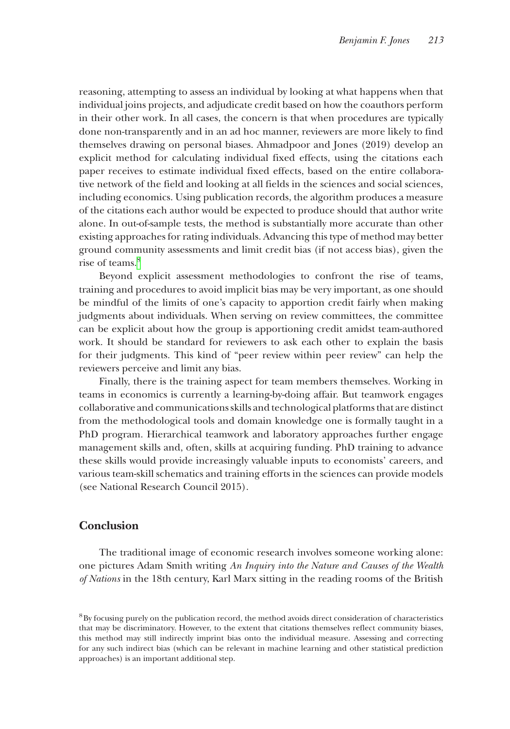reasoning, attempting to assess an individual by looking at what happens when that individual joins projects, and adjudicate credit based on how the coauthors perform in their other work. In all cases, the concern is that when procedures are typically done non-transparently and in an ad hoc manner, reviewers are more likely to find themselves drawing on personal biases. Ahmadpoor and Jones (2019) develop an explicit method for calculating individual fixed effects, using the citations each paper receives to estimate individual fixed effects, based on the entire collaborative network of the field and looking at all fields in the sciences and social sciences, including economics. Using publication records, the algorithm produces a measure of the citations each author would be expected to produce should that author write alone. In out-of-sample tests, the method is substantially more accurate than other existing approaches for rating individuals. Advancing this type of method may better ground community assessments and limit credit bias (if not access bias), given the rise of teams.[8]

Beyond explicit assessment methodologies to confront the rise of teams, training and procedures to avoid implicit bias may be very important, as one should be mindful of the limits of one's capacity to apportion credit fairly when making judgments about individuals. When serving on review committees, the committee can be explicit about how the group is apportioning credit amidst team-authored work. It should be standard for reviewers to ask each other to explain the basis for their judgments. This kind of "peer review within peer review" can help the reviewers perceive and limit any bias.

Finally, there is the training aspect for team members themselves. Working in teams in economics is currently a learning-by-doing affair. But teamwork engages collaborative and communications skills and technological platforms that are distinct from the methodological tools and domain knowledge one is formally taught in a PhD program. Hierarchical teamwork and laboratory approaches further engage management skills and, often, skills at acquiring funding. PhD training to advance these skills would provide increasingly valuable inputs to economists' careers, and various team-skill schematics and training efforts in the sciences can provide models (see National Research Council 2015).

## Conclusion

The traditional image of economic research involves someone working alone: one pictures Adam Smith writing *An Inquiry into the Nature and Causes of the Wealth of Nations* in the 18th century, Karl Marx sitting in the reading rooms of the British

[8] By focusing purely on the publication record, the method avoids direct consideration of characteristics that may be discriminatory. However, to the extent that citations themselves reflect community biases, this method may still indirectly imprint bias onto the individual measure. Assessing and correcting for any such indirect bias (which can be relevant in machine learning and other statistical prediction approaches) is an important additional step.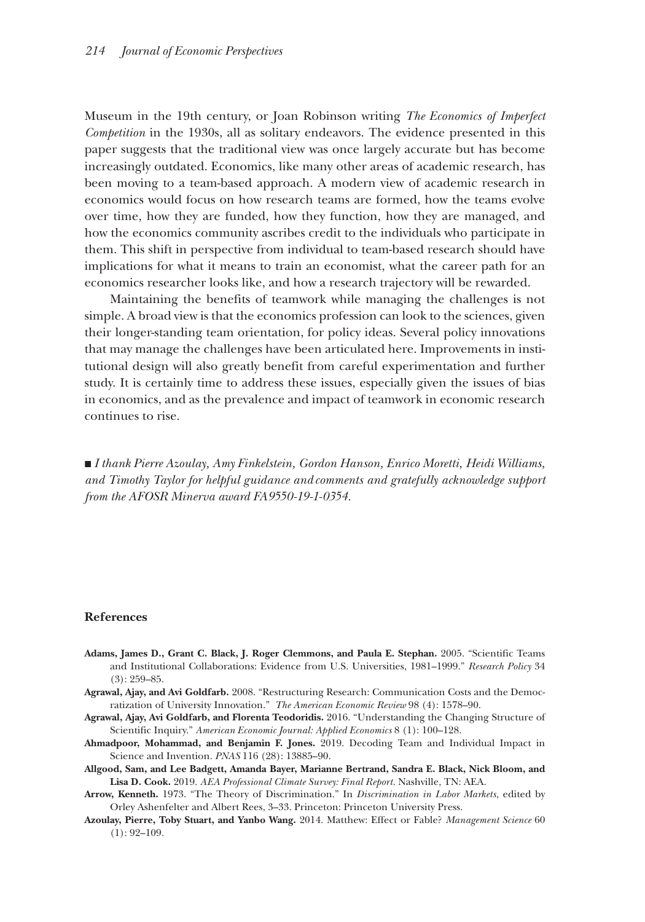Museum in the 19th century, or Joan Robinson writing *The Economics of Imperfect Competition* in the 1930s, all as solitary endeavors. The evidence presented in this paper suggests that the traditional view was once largely accurate but has become increasingly outdated. Economics, like many other areas of academic research, has been moving to a team-based approach. A modern view of academic research in economics would focus on how research teams are formed, how the teams evolve over time, how they are funded, how they function, how they are managed, and how the economics community ascribes credit to the individuals who participate in them. This shift in perspective from individual to team-based research should have implications for what it means to train an economist, what the career path for an economics researcher looks like, and how a research trajectory will be rewarded.

Maintaining the benefits of teamwork while managing the challenges is not simple. A broad view is that the economics profession can look to the sciences, given their longer-standing team orientation, for policy ideas. Several policy innovations that may manage the challenges have been articulated here. Improvements in institutional design will also greatly benefit from careful experimentation and further study. It is certainly time to address these issues, especially given the issues of bias in economics, and as the prevalence and impact of teamwork in economic research continues to rise.

■ *I thank Pierre Azoulay, Amy Finkelstein, Gordon Hanson, Enrico Moretti, Heidi Williams, and Timothy Taylor for helpful guidance and comments and gratefully acknowledge support from the AFOSR Minerva award FA9550-19-1-0354.*

## References

**Adams, James D., Grant C. Black, J. Roger Clemmons, and Paula E. Stephan.** 2005. "Scientific Teams and Institutional Collaborations: Evidence from U.S. Universities, 1981–1999." *Research Policy* 34 (3): 259–85.

**Agrawal, Ajay, and Avi Goldfarb.** 2008. "Restructuring Research: Communication Costs and the Democratization of University Innovation." *The American Economic Review* 98 (4): 1578–90.

**Agrawal, Ajay, Avi Goldfarb, and Florenta Teodoridis.** 2016. "Understanding the Changing Structure of Scientific Inquiry." *American Economic Journal: Applied Economics* 8 (1): 100–128.

**Ahmadpoor, Mohammad, and Benjamin F. Jones.** 2019. Decoding Team and Individual Impact in Science and Invention. *PNAS* 116 (28): 13885–90.

**Allgood, Sam, and Lee Badgett, Amanda Bayer, Marianne Bertrand, Sandra E. Black, Nick Bloom, and Lisa D. Cook.** 2019. *AEA Professional Climate Survey: Final Report*. Nashville, TN: AEA.

**Arrow, Kenneth.** 1973. "The Theory of Discrimination." In *Discrimination in Labor Markets*, edited by Orley Ashenfelter and Albert Rees, 3–33. Princeton: Princeton University Press.

**Azoulay, Pierre, Toby Stuart, and Yanbo Wang.** 2014. Matthew: Effect or Fable? *Management Science* 60 (1): 92–109.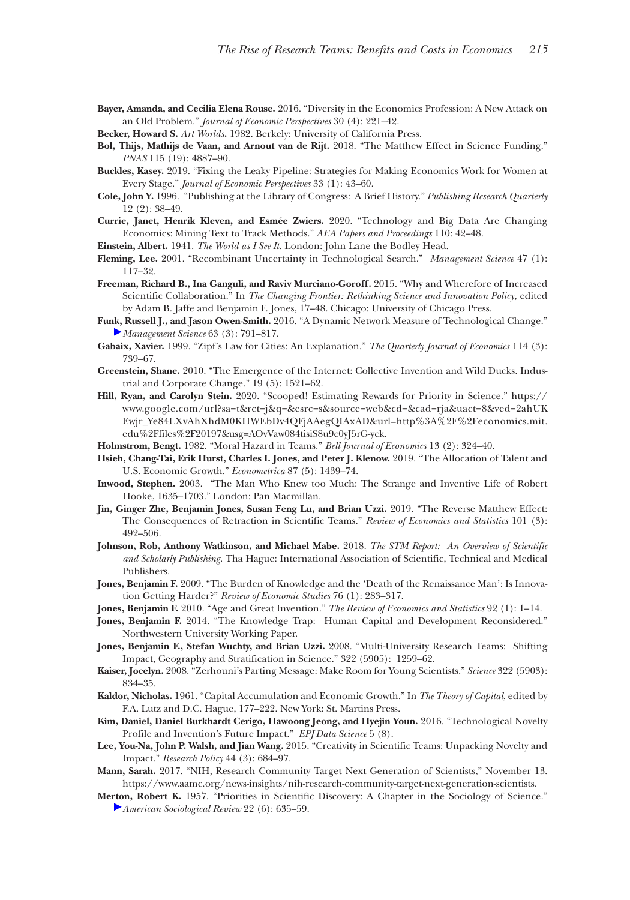**Bayer, Amanda, and Cecilia Elena Rouse.** 2016. "Diversity in the Economics Profession: A New Attack on an Old Problem." *Journal of Economic Perspectives* 30 (4): 221–42.

**Becker, Howard S.** *Art Worlds***.** 1982. Berkely: University of California Press.

**Bol, Thijs, Mathijs de Vaan, and Arnout van de Rijt.** 2018. "The Matthew Effect in Science Funding." *PNAS* 115 (19): 4887–90.

**Buckles, Kasey.** 2019. "Fixing the Leaky Pipeline: Strategies for Making Economics Work for Women at Every Stage." *Journal of Economic Perspectives* 33 (1): 43–60.

**Cole, John Y.** 1996. "Publishing at the Library of Congress: A Brief History." *Publishing Research Quarterly* 12 (2): 38–49.

**Currie, Janet, Henrik Kleven, and Esmée Zwiers.** 2020. "Technology and Big Data Are Changing Economics: Mining Text to Track Methods." *AEA Papers and Proceedings* 110: 42–48.

**Einstein, Albert.** 1941. *The World as I See It.* London: John Lane the Bodley Head.

**Fleming, Lee.** 2001. "Recombinant Uncertainty in Technological Search." *Management Science* 47 (1): 117–32.

**Freeman, Richard B., Ina Ganguli, and Raviv Murciano-Goroff.** 2015. "Why and Wherefore of Increased Scientific Collaboration." In *The Changing Frontier: Rethinking Science and Innovation Policy*, edited by Adam B. Jaffe and Benjamin F. Jones, 17–48. Chicago: University of Chicago Press.

**Funk, Russell J., and Jason Owen-Smith.** 2016. "A Dynamic Network Measure of Technological Change." *Management Science* 63 (3): 791–817.

**Gabaix, Xavier.** 1999. "Zipf's Law for Cities: An Explanation." *The Quarterly Journal of Economics* 114 (3): 739–67.

**Greenstein, Shane.** 2010. "The Emergence of the Internet: Collective Invention and Wild Ducks. Industrial and Corporate Change." 19 (5): 1521–62.

**Hill, Ryan, and Carolyn Stein.** 2020. "Scooped! Estimating Rewards for Priority in Science." https://www.google.com/url?sa=t&rct=j&q=&esrc=s&source=web&cd=&cad=rja&uact=8&ved=2ahUKEwjr_Ye84LXvAhXhdM0KHWEbDv4QFjAAegQIAxAD&url=http%3A%2F%2Feconomics.mit.edu%2Ffiles%2F20197&usg=AOvVaw084tisiS8u9c0yJ5rG-yck.

**Holmstrom, Bengt.** 1982. "Moral Hazard in Teams." *Bell Journal of Economics* 13 (2): 324–40.

**Hsieh, Chang-Tai, Erik Hurst, Charles I. Jones, and Peter J. Klenow.** 2019. "The Allocation of Talent and U.S. Economic Growth." *Econometrica* 87 (5): 1439–74.

**Inwood, Stephen.** 2003. "The Man Who Knew too Much: The Strange and Inventive Life of Robert Hooke, 1635–1703." London: Pan Macmillan.

**Jin, Ginger Zhe, Benjamin Jones, Susan Feng Lu, and Brian Uzzi.** 2019. "The Reverse Matthew Effect: The Consequences of Retraction in Scientific Teams." *Review of Economics and Statistics* 101 (3): 492–506.

**Johnson, Rob, Anthony Watkinson, and Michael Mabe.** 2018. *The STM Report: An Overview of Scientific and Scholarly Publishing*. Tha Hague: International Association of Scientific, Technical and Medical Publishers.

**Jones, Benjamin F.** 2009. "The Burden of Knowledge and the 'Death of the Renaissance Man': Is Innovation Getting Harder?" *Review of Economic Studies* 76 (1): 283–317.

**Jones, Benjamin F.** 2010. "Age and Great Invention." *The Review of Economics and Statistics* 92 (1): 1–14.

**Jones, Benjamin F.** 2014. "The Knowledge Trap: Human Capital and Development Reconsidered." Northwestern University Working Paper.

**Jones, Benjamin F., Stefan Wuchty, and Brian Uzzi.** 2008. "Multi-University Research Teams: Shifting Impact, Geography and Stratification in Science." 322 (5905): 1259–62.

**Kaiser, Jocelyn.** 2008. "Zerhouni's Parting Message: Make Room for Young Scientists." *Science* 322 (5903): 834–35.

**Kaldor, Nicholas.** 1961. "Capital Accumulation and Economic Growth." In *The Theory of Capital*, edited by F.A. Lutz and D.C. Hague, 177–222. New York: St. Martins Press.

**Kim, Daniel, Daniel Burkhardt Cerigo, Hawoong Jeong, and Hyejin Youn.** 2016. "Technological Novelty Profile and Invention's Future Impact." *EPJ Data Science* 5 (8).

**Lee, You-Na, John P. Walsh, and Jian Wang.** 2015. "Creativity in Scientific Teams: Unpacking Novelty and Impact." *Research Policy* 44 (3): 684–97.

**Mann, Sarah.** 2017. "NIH, Research Community Target Next Generation of Scientists," November 13. https://www.aamc.org/news-insights/nih-research-community-target-next-generation-scientists.

**Merton, Robert K.** 1957. "Priorities in Scientific Discovery: A Chapter in the Sociology of Science." *American Sociological Review* 22 (6): 635–59.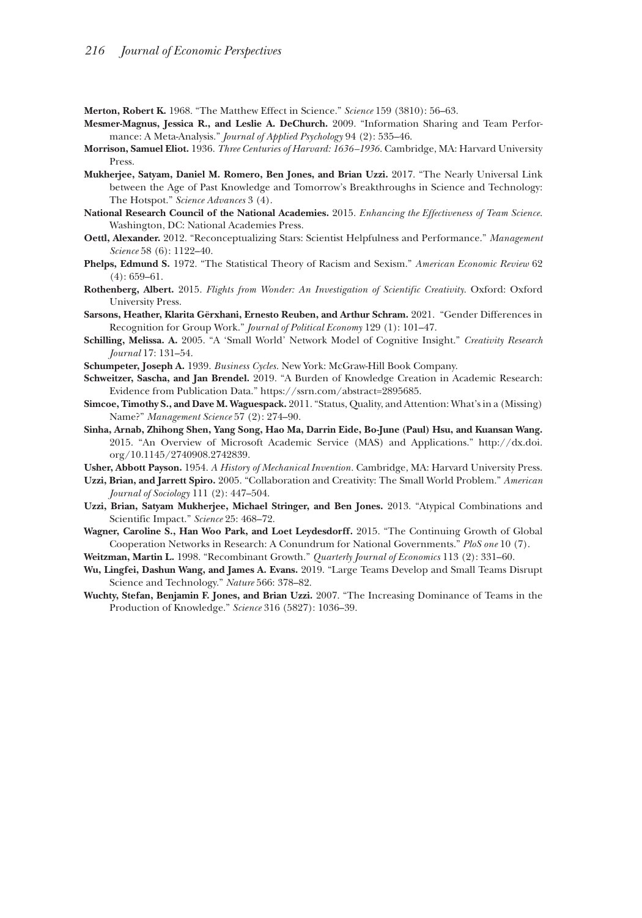**Merton, Robert K.** 1968. "The Matthew Effect in Science." *Science* 159 (3810): 56–63.

**Mesmer-Magnus, Jessica R., and Leslie A. DeChurch.** 2009. "Information Sharing and Team Performance: A Meta-Analysis." *Journal of Applied Psychology* 94 (2): 535–46.

**Morrison, Samuel Eliot.** 1936. *Three Centuries of Harvard: 1636–1936*. Cambridge, MA: Harvard University Press.

**Mukherjee, Satyam, Daniel M. Romero, Ben Jones, and Brian Uzzi.** 2017. "The Nearly Universal Link between the Age of Past Knowledge and Tomorrow's Breakthroughs in Science and Technology: The Hotspot." *Science Advances* 3 (4).

**National Research Council of the National Academies.** 2015. *Enhancing the Effectiveness of Team Science*. Washington, DC: National Academies Press.

**Oettl, Alexander.** 2012. "Reconceptualizing Stars: Scientist Helpfulness and Performance." *Management Science* 58 (6): 1122–40.

**Phelps, Edmund S.** 1972. "The Statistical Theory of Racism and Sexism." *American Economic Review* 62 (4): 659–61.

**Rothenberg, Albert.** 2015. *Flights from Wonder: An Investigation of Scientific Creativity*. Oxford: Oxford University Press.

**Sarsons, Heather, Klarita Gërxhani, Ernesto Reuben, and Arthur Schram.** 2021. "Gender Differences in Recognition for Group Work." *Journal of Political Economy* 129 (1): 101–47.

**Schilling, Melissa. A.** 2005. "A 'Small World' Network Model of Cognitive Insight." *Creativity Research Journal* 17: 131–54.

**Schumpeter, Joseph A.** 1939. *Business Cycles*. New York: McGraw-Hill Book Company.

**Schweitzer, Sascha, and Jan Brendel.** 2019. "A Burden of Knowledge Creation in Academic Research: Evidence from Publication Data." https://ssrn.com/abstract=2895685.

**Simcoe, Timothy S., and Dave M. Waguespack.** 2011. "Status, Quality, and Attention: What's in a (Missing) Name?" *Management Science* 57 (2): 274–90.

**Sinha, Arnab, Zhihong Shen, Yang Song, Hao Ma, Darrin Eide, Bo-June (Paul) Hsu, and Kuansan Wang.** 2015. "An Overview of Microsoft Academic Service (MAS) and Applications." http://dx.doi.org/10.1145/2740908.2742839.

**Usher, Abbott Payson.** 1954. *A History of Mechanical Invention*. Cambridge, MA: Harvard University Press.

**Uzzi, Brian, and Jarrett Spiro.** 2005. "Collaboration and Creativity: The Small World Problem." *American Journal of Sociology* 111 (2): 447–504.

**Uzzi, Brian, Satyam Mukherjee, Michael Stringer, and Ben Jones.** 2013. "Atypical Combinations and Scientific Impact." *Science* 25: 468–72.

**Wagner, Caroline S., Han Woo Park, and Loet Leydesdorff.** 2015. "The Continuing Growth of Global Cooperation Networks in Research: A Conundrum for National Governments." *PloS one* 10 (7).

**Weitzman, Martin L.** 1998. "Recombinant Growth." *Quarterly Journal of Economics* 113 (2): 331–60.

**Wu, Lingfei, Dashun Wang, and James A. Evans.** 2019. "Large Teams Develop and Small Teams Disrupt Science and Technology." *Nature* 566: 378–82.

**Wuchty, Stefan, Benjamin F. Jones, and Brian Uzzi.** 2007. "The Increasing Dominance of Teams in the Production of Knowledge." *Science* 316 (5827): 1036–39.